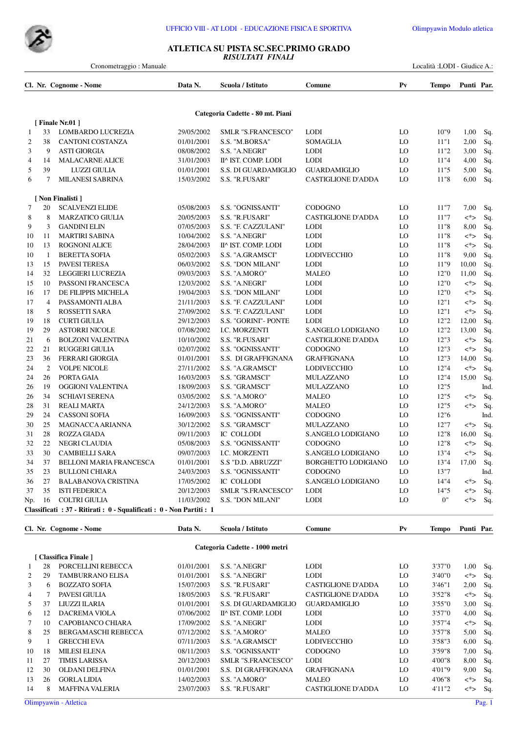UFFICIO VIII - AT LODI - EDUCAZIONE FISICA E SPORTIVA

# ATLETICA SU PISTA SC.SEC.PRIMO GRADO

*RISULTATI FINALI*

Cronometraggio : Manuale — Località :LODI - Giudice A.:

## Categoria Cadette - 80 mt. Piani

**[ Finale Nr.01 ]**

| Cl. | Nr. | Cognome - Nome | Data N. | Scuola / Istituto | Comune | Pv | Tempo | Punti | Par. |
|---|---|---|---|---|---|---|---|---|---|
| 1 | 33 | LOMBARDO LUCREZIA | 29/05/2002 | SMLR "S.FRANCESCO" | LODI | LO | 10"9 | 1,00 | Sq. |
| 2 | 38 | CANTONI COSTANZA | 01/01/2001 | S.S. "M.BORSA" | SOMAGLIA | LO | 11"1 | 2,00 | Sq. |
| 3 | 9 | ASTI GIORGIA | 08/08/2002 | S.S. "A.NEGRI" | LODI | LO | 11"2 | 3,00 | Sq. |
| 4 | 14 | MALACARNE ALICE | 31/01/2003 | II^ IST. COMP. LODI | LODI | LO | 11"4 | 4,00 | Sq. |
| 5 | 39 | LUZZI GIULIA | 01/01/2001 | S.S. DI GUARDAMIGLIO | GUARDAMIGLIO | LO | 11"5 | 5,00 | Sq. |
| 6 | 7 | MILANESI SABRINA | 15/03/2002 | S.S. "R.FUSARI" | CASTIGLIONE D'ADDA | LO | 11"8 | 6,00 | Sq. |

**[ Non Finalisti ]**

| Cl. | Nr. | Cognome - Nome | Data N. | Scuola / Istituto | Comune | Pv | Tempo | Punti | Par. |
|---|---|---|---|---|---|---|---|---|---|
| 7 | 20 | SCALVENZI ELIDE | 05/08/2003 | S.S. "OGNISSANTI" | CODOGNO | LO | 11"7 | 7,00 | Sq. |
| 8 | 8 | MARZATICO GIULIA | 20/05/2003 | S.S. "R.FUSARI" | CASTIGLIONE D'ADDA | LO | 11"7 | <*> | Sq. |
| 9 | 3 | GANDINI ELIN | 07/05/2003 | S.S. "F. CAZZULANI" | LODI | LO | 11"8 | 8,00 | Sq. |
| 10 | 11 | MARTIRI SABINA | 10/04/2002 | S.S. "A.NEGRI" | LODI | LO | 11"8 | <*> | Sq. |
| 10 | 13 | ROGNONI ALICE | 28/04/2003 | II^ IST. COMP. LODI | LODI | LO | 11"8 | <*> | Sq. |
| 10 | 1 | BERETTA SOFIA | 05/02/2003 | S.S. "A.GRAMSCI" | LODIVECCHIO | LO | 11"8 | 9,00 | Sq. |
| 13 | 15 | PAVESI TERESA | 06/03/2002 | S.S. "DON MILANI" | LODI | LO | 11"9 | 10,00 | Sq. |
| 14 | 32 | LEGGIERI LUCREZIA | 09/03/2003 | S.S. "A.MORO" | MALEO | LO | 12"0 | 11,00 | Sq. |
| 15 | 10 | PASSONI FRANCESCA | 12/03/2002 | S.S. "A.NEGRI" | LODI | LO | 12"0 | <*> | Sq. |
| 16 | 17 | DE FILIPPIS MICHELA | 19/04/2003 | S.S. "DON MILANI" | LODI | LO | 12"0 | <*> | Sq. |
| 17 | 4 | PASSAMONTI ALBA | 21/11/2003 | S.S. "F. CAZZULANI" | LODI | LO | 12"1 | <*> | Sq. |
| 18 | 5 | ROSSETTI SARA | 27/09/2002 | S.S. "F. CAZZULANI" | LODI | LO | 12"1 | <*> | Sq. |
| 19 | 18 | CURTI GIULIA | 29/12/2003 | S.S. "GORINI"- PONTE | LODI | LO | 12"2 | 12,00 | Sq. |
| 19 | 29 | ASTORRI NICOLE | 07/08/2002 | I.C. MORZENTI | S.ANGELO LODIGIANO | LO | 12"2 | 13,00 | Sq. |
| 21 | 6 | BOLZONI VALENTINA | 10/10/2002 | S.S. "R.FUSARI" | CASTIGLIONE D'ADDA | LO | 12"3 | <*> | Sq. |
| 22 | 21 | RUGGERI GIULIA | 02/07/2002 | S.S. "OGNISSANTI" | CODOGNO | LO | 12"3 | <*> | Sq. |
| 23 | 36 | FERRARI GIORGIA | 01/01/2001 | S.S. DI GRAFFIGNANA | GRAFFIGNANA | LO | 12"3 | 14,00 | Sq. |
| 24 | 2 | VOLPE NICOLE | 27/11/2002 | S.S. "A.GRAMSCI" | LODIVECCHIO | LO | 12"4 | <*> | Sq. |
| 24 | 26 | PORTA GAIA | 16/03/2003 | S.S. "GRAMSCI" | MULAZZANO | LO | 12"4 | 15,00 | Sq. |
| 26 | 19 | OGGIONI VALENTINA | 18/09/2003 | S.S. "GRAMSCI" | MULAZZANO | LO | 12"5 | | Ind. |
| 26 | 34 | SCHIAVI SERENA | 03/05/2002 | S.S. "A.MORO" | MALEO | LO | 12"5 | <*> | Sq. |
| 28 | 31 | REALI MARTA | 24/12/2003 | S.S. "A.MORO" | MALEO | LO | 12"5 | <*> | Sq. |
| 29 | 24 | CASSONI SOFIA | 16/09/2003 | S.S. "OGNISSANTI" | CODOGNO | LO | 12"6 | | Ind. |
| 30 | 25 | MAGNACCA ARIANNA | 30/12/2002 | S.S. "GRAMSCI" | MULAZZANO | LO | 12"7 | <*> | Sq. |
| 31 | 28 | ROZZA GIADA | 09/11/2003 | IC COLLODI | S.ANGELO LODIGIANO | LO | 12"8 | 16,00 | Sq. |
| 32 | 22 | NEGRI CLAUDIA | 05/08/2003 | S.S. "OGNISSANTI" | CODOGNO | LO | 12"8 | <*> | Sq. |
| 33 | 30 | CAMBIELLI SARA | 09/07/2003 | I.C. MORZENTI | S.ANGELO LODIGIANO | LO | 13"4 | <*> | Sq. |
| 34 | 37 | BELLONI MARIA FRANCESCA | 01/01/2001 | S.S "D.D. ABRUZZI" | BORGHETTO LODIGIANO | LO | 13"4 | 17,00 | Sq. |
| 35 | 23 | BULLONI CHIARA | 24/03/2003 | S.S. "OGNISSANTI" | CODOGNO | LO | 13"7 | | Ind. |
| 36 | 27 | BALABANOVA CRISTINA | 17/05/2002 | IC COLLODI | S.ANGELO LODIGIANO | LO | 14"4 | <*> | Sq. |
| 37 | 35 | ISTI FEDERICA | 20/12/2003 | SMLR "S.FRANCESCO" | LODI | LO | 14"5 | <*> | Sq. |
| Np. | 16 | COLTRI GIULIA | 11/03/2002 | S.S. "DON MILANI" | LODI | LO | 0" | <*> | Sq. |

**Classificati : 37 - Ritirati : 0 - Squalificati : 0 - Non Partiti : 1**

## Categoria Cadette - 1000 metri

**[ Classifica Finale ]**

| Cl. | Nr. | Cognome - Nome | Data N. | Scuola / Istituto | Comune | Pv | Tempo | Punti | Par. |
|---|---|---|---|---|---|---|---|---|---|
| 1 | 28 | PORCELLINI REBECCA | 01/01/2001 | S.S. "A.NEGRI" | LODI | LO | 3'37"0 | 1,00 | Sq. |
| 2 | 29 | TAMBURRANO ELISA | 01/01/2001 | S.S. "A.NEGRI" | LODI | LO | 3'40"0 | <*> | Sq. |
| 3 | 6 | BOZZATO SOFIA | 15/07/2003 | S.S. "R.FUSARI" | CASTIGLIONE D'ADDA | LO | 3'46"1 | 2,00 | Sq. |
| 4 | 7 | PAVESI GIULIA | 18/05/2003 | S.S. "R.FUSARI" | CASTIGLIONE D'ADDA | LO | 3'52"8 | <*> | Sq. |
| 5 | 37 | LIUZZI ILARIA | 01/01/2001 | S.S. DI GUARDAMIGLIO | GUARDAMIGLIO | LO | 3'55"0 | 3,00 | Sq. |
| 6 | 12 | DACREMA VIOLA | 07/06/2002 | II^ IST. COMP. LODI | LODI | LO | 3'57"0 | 4,00 | Sq. |
| 7 | 10 | CAPOBIANCO CHIARA | 17/09/2002 | S.S. "A.NEGRI" | LODI | LO | 3'57"4 | <*> | Sq. |
| 8 | 25 | BERGAMASCHI REBECCA | 07/12/2002 | S.S. "A.MORO" | MALEO | LO | 3'57"8 | 5,00 | Sq. |
| 9 | 1 | GRECCHI EVA | 07/11/2003 | S.S. "A.GRAMSCI" | LODIVECCHIO | LO | 3'58"3 | 6,00 | Sq. |
| 10 | 18 | MILESI ELENA | 08/11/2003 | S.S. "OGNISSANTI" | CODOGNO | LO | 3'59"8 | 7,00 | Sq. |
| 11 | 27 | TIMIS LARISSA | 20/12/2003 | SMLR "S.FRANCESCO" | LODI | LO | 4'00"8 | 8,00 | Sq. |
| 12 | 30 | OLDANI DELFINA | 01/01/2001 | S.S. DI GRAFFIGNANA | GRAFFIGNANA | LO | 4'01"9 | 9,00 | Sq. |
| 13 | 26 | GORLA LIDIA | 14/02/2003 | S.S. "A.MORO" | MALEO | LO | 4'06"8 | <*> | Sq. |
| 14 | 8 | MAFFINA VALERIA | 23/07/2003 | S.S. "R.FUSARI" | CASTIGLIONE D'ADDA | LO | 4'11"2 | <*> | Sq. |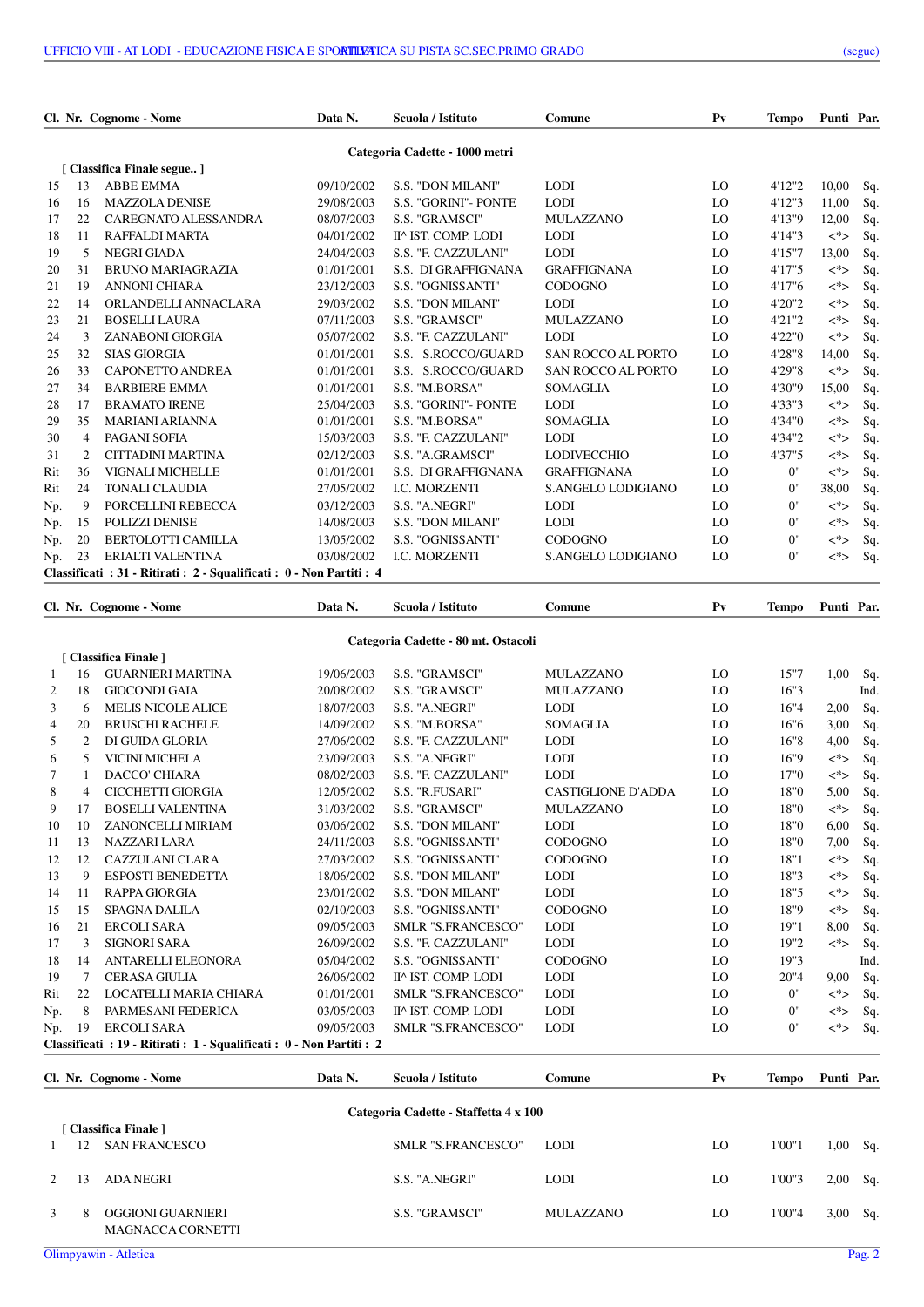## Categoria Cadette - 1000 metri

[ Classifica Finale segue.. ]

| Cl. | Nr. | Cognome - Nome | Data N. | Scuola / Istituto | Comune | Pv | Tempo | Punti | Par. |
|---|---|---|---|---|---|---|---|---|---|
| 15 | 13 | ABBE EMMA | 09/10/2002 | S.S. "DON MILANI" | LODI | LO | 4'12"2 | 10,00 | Sq. |
| 16 | 16 | MAZZOLA DENISE | 29/08/2003 | S.S. "GORINI"- PONTE | LODI | LO | 4'12"3 | 11,00 | Sq. |
| 17 | 22 | CAREGNATO ALESSANDRA | 08/07/2003 | S.S. "GRAMSCI" | MULAZZANO | LO | 4'13"9 | 12,00 | Sq. |
| 18 | 11 | RAFFALDI MARTA | 04/01/2002 | II^ IST. COMP. LODI | LODI | LO | 4'14"3 | <*> | Sq. |
| 19 | 5 | NEGRI GIADA | 24/04/2003 | S.S. "F. CAZZULANI" | LODI | LO | 4'15"7 | 13,00 | Sq. |
| 20 | 31 | BRUNO MARIAGRAZIA | 01/01/2001 | S.S. DI GRAFFIGNANA | GRAFFIGNANA | LO | 4'17"5 | <*> | Sq. |
| 21 | 19 | ANNONI CHIARA | 23/12/2003 | S.S. "OGNISSANTI" | CODOGNO | LO | 4'17"6 | <*> | Sq. |
| 22 | 14 | ORLANDELLI ANNACLARA | 29/03/2002 | S.S. "DON MILANI" | LODI | LO | 4'20"2 | <*> | Sq. |
| 23 | 21 | BOSELLI LAURA | 07/11/2003 | S.S. "GRAMSCI" | MULAZZANO | LO | 4'21"2 | <*> | Sq. |
| 24 | 3 | ZANABONI GIORGIA | 05/07/2002 | S.S. "F. CAZZULANI" | LODI | LO | 4'22"0 | <*> | Sq. |
| 25 | 32 | SIAS GIORGIA | 01/01/2001 | S.S. S.ROCCO/GUARD | SAN ROCCO AL PORTO | LO | 4'28"8 | 14,00 | Sq. |
| 26 | 33 | CAPONETTO ANDREA | 01/01/2001 | S.S. S.ROCCO/GUARD | SAN ROCCO AL PORTO | LO | 4'29"8 | <*> | Sq. |
| 27 | 34 | BARBIERE EMMA | 01/01/2001 | S.S. "M.BORSA" | SOMAGLIA | LO | 4'30"9 | 15,00 | Sq. |
| 28 | 17 | BRAMATO IRENE | 25/04/2003 | S.S. "GORINI"- PONTE | LODI | LO | 4'33"3 | <*> | Sq. |
| 29 | 35 | MARIANI ARIANNA | 01/01/2001 | S.S. "M.BORSA" | SOMAGLIA | LO | 4'34"0 | <*> | Sq. |
| 30 | 4 | PAGANI SOFIA | 15/03/2003 | S.S. "F. CAZZULANI" | LODI | LO | 4'34"2 | <*> | Sq. |
| 31 | 2 | CITTADINI MARTINA | 02/12/2003 | S.S. "A.GRAMSCI" | LODIVECCHIO | LO | 4'37"5 | <*> | Sq. |
| Rit | 36 | VIGNALI MICHELLE | 01/01/2001 | S.S. DI GRAFFIGNANA | GRAFFIGNANA | LO | 0" | <*> | Sq. |
| Rit | 24 | TONALI CLAUDIA | 27/05/2002 | I.C. MORZENTI | S.ANGELO LODIGIANO | LO | 0" | 38,00 | Sq. |
| Np. | 9 | PORCELLINI REBECCA | 03/12/2003 | S.S. "A.NEGRI" | LODI | LO | 0" | <*> | Sq. |
| Np. | 15 | POLIZZI DENISE | 14/08/2003 | S.S. "DON MILANI" | LODI | LO | 0" | <*> | Sq. |
| Np. | 20 | BERTOLOTTI CAMILLA | 13/05/2002 | S.S. "OGNISSANTI" | CODOGNO | LO | 0" | <*> | Sq. |
| Np. | 23 | ERIALTI VALENTINA | 03/08/2002 | I.C. MORZENTI | S.ANGELO LODIGIANO | LO | 0" | <*> | Sq. |

**Classificati : 31 - Ritirati : 2 - Squalificati : 0 - Non Partiti : 4**

## Categoria Cadette - 80 mt. Ostacoli

[ Classifica Finale ]

| Cl. | Nr. | Cognome - Nome | Data N. | Scuola / Istituto | Comune | Pv | Tempo | Punti | Par. |
|---|---|---|---|---|---|---|---|---|---|
| 1 | 16 | GUARNIERI MARTINA | 19/06/2003 | S.S. "GRAMSCI" | MULAZZANO | LO | 15"7 | 1,00 | Sq. |
| 2 | 18 | GIOCONDI GAIA | 20/08/2002 | S.S. "GRAMSCI" | MULAZZANO | LO | 16"3 | | Ind. |
| 3 | 6 | MELIS NICOLE ALICE | 18/07/2003 | S.S. "A.NEGRI" | LODI | LO | 16"4 | 2,00 | Sq. |
| 4 | 20 | BRUSCHI RACHELE | 14/09/2002 | S.S. "M.BORSA" | SOMAGLIA | LO | 16"6 | 3,00 | Sq. |
| 5 | 2 | DI GUIDA GLORIA | 27/06/2002 | S.S. "F. CAZZULANI" | LODI | LO | 16"8 | 4,00 | Sq. |
| 6 | 5 | VICINI MICHELA | 23/09/2003 | S.S. "A.NEGRI" | LODI | LO | 16"9 | <*> | Sq. |
| 7 | 1 | DACCO' CHIARA | 08/02/2003 | S.S. "F. CAZZULANI" | LODI | LO | 17"0 | <*> | Sq. |
| 8 | 4 | CICCHETTI GIORGIA | 12/05/2002 | S.S. "R.FUSARI" | CASTIGLIONE D'ADDA | LO | 18"0 | 5,00 | Sq. |
| 9 | 17 | BOSELLI VALENTINA | 31/03/2002 | S.S. "GRAMSCI" | MULAZZANO | LO | 18"0 | <*> | Sq. |
| 10 | 10 | ZANONCELLI MIRIAM | 03/06/2002 | S.S. "DON MILANI" | LODI | LO | 18"0 | 6,00 | Sq. |
| 11 | 13 | NAZZARI LARA | 24/11/2003 | S.S. "OGNISSANTI" | CODOGNO | LO | 18"0 | 7,00 | Sq. |
| 12 | 12 | CAZZULANI CLARA | 27/03/2002 | S.S. "OGNISSANTI" | CODOGNO | LO | 18"1 | <*> | Sq. |
| 13 | 9 | ESPOSTI BENEDETTA | 18/06/2002 | S.S. "DON MILANI" | LODI | LO | 18"3 | <*> | Sq. |
| 14 | 11 | RAPPA GIORGIA | 23/01/2002 | S.S. "DON MILANI" | LODI | LO | 18"5 | <*> | Sq. |
| 15 | 15 | SPAGNA DALILA | 02/10/2003 | S.S. "OGNISSANTI" | CODOGNO | LO | 18"9 | <*> | Sq. |
| 16 | 21 | ERCOLI SARA | 09/05/2003 | SMLR "S.FRANCESCO" | LODI | LO | 19"1 | 8,00 | Sq. |
| 17 | 3 | SIGNORI SARA | 26/09/2002 | S.S. "F. CAZZULANI" | LODI | LO | 19"2 | <*> | Sq. |
| 18 | 14 | ANTARELLI ELEONORA | 05/04/2002 | S.S. "OGNISSANTI" | CODOGNO | LO | 19"3 | | Ind. |
| 19 | 7 | CERASA GIULIA | 26/06/2002 | II^ IST. COMP. LODI | LODI | LO | 20"4 | 9,00 | Sq. |
| Rit | 22 | LOCATELLI MARIA CHIARA | 01/01/2001 | SMLR "S.FRANCESCO" | LODI | LO | 0" | <*> | Sq. |
| Np. | 8 | PARMESANI FEDERICA | 03/05/2003 | II^ IST. COMP. LODI | LODI | LO | 0" | <*> | Sq. |
| Np. | 19 | ERCOLI SARA | 09/05/2003 | SMLR "S.FRANCESCO" | LODI | LO | 0" | <*> | Sq. |

**Classificati : 19 - Ritirati : 1 - Squalificati : 0 - Non Partiti : 2**

## Categoria Cadette - Staffetta 4 x 100

[ Classifica Finale ]

| Cl. | Nr. | Cognome - Nome | Data N. | Scuola / Istituto | Comune | Pv | Tempo | Punti | Par. |
|---|---|---|---|---|---|---|---|---|---|
| 1 | 12 | SAN FRANCESCO | | SMLR "S.FRANCESCO" | LODI | LO | 1'00"1 | 1,00 | Sq. |
| 2 | 13 | ADA NEGRI | | S.S. "A.NEGRI" | LODI | LO | 1'00"3 | 2,00 | Sq. |
| 3 | 8 | OGGIONI GUARNIERI MAGNACCA CORNETTI | | S.S. "GRAMSCI" | MULAZZANO | LO | 1'00"4 | 3,00 | Sq. |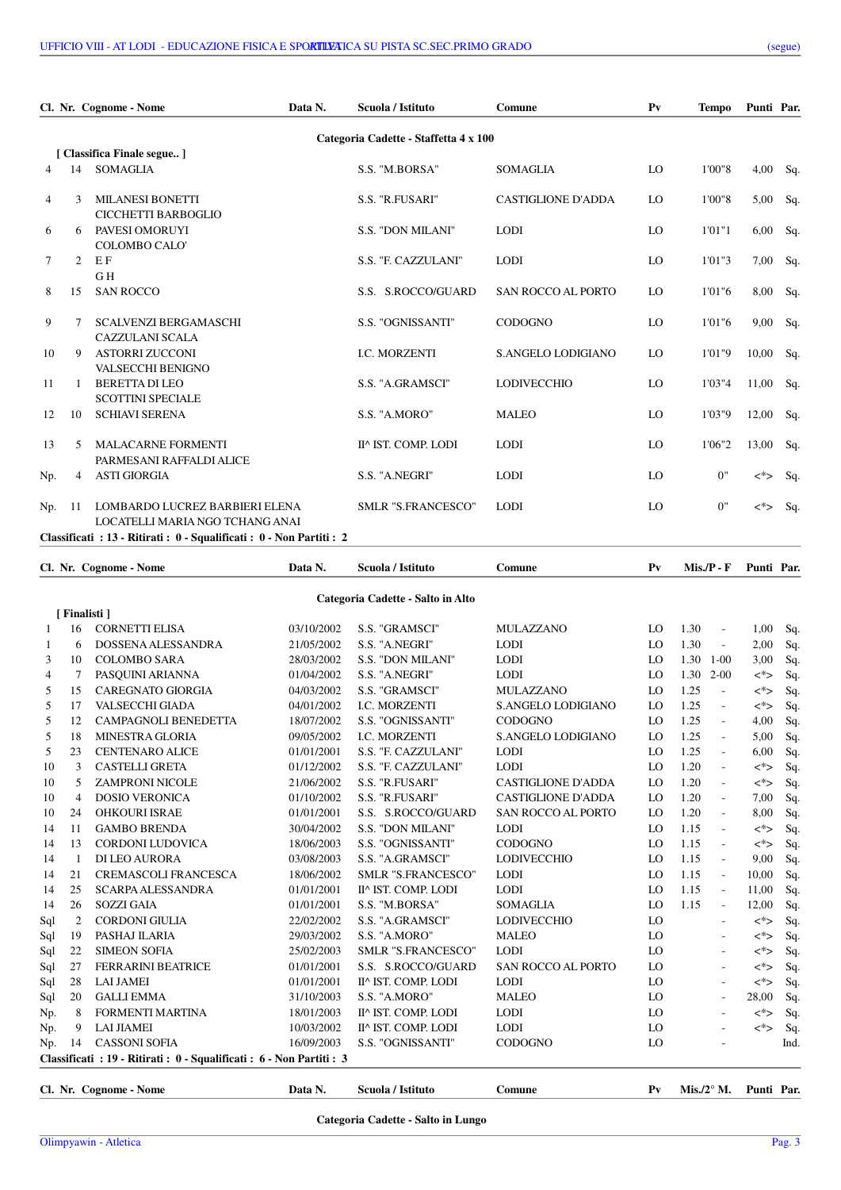| Cl. | Nr. | Cognome - Nome | Data N. | Scuola / Istituto | Comune | Pv | Tempo | Punti | Par. |
|---|---|---|---|---|---|---|---|---|---|
| | | **Categoria Cadette - Staffetta 4 x 100** | | | | | | | |
| | | **[ Classifica Finale segue.. ]** | | | | | | | |
| 4 | 14 | SOMAGLIA | | S.S. "M.BORSA" | SOMAGLIA | LO | 1'00"8 | 4,00 | Sq. |
| 4 | 3 | MILANESI BONETTI CICCHETTI BARBOGLIO | | S.S. "R.FUSARI" | CASTIGLIONE D'ADDA | LO | 1'00"8 | 5,00 | Sq. |
| 6 | 6 | PAVESI OMORUYI COLOMBO CALO' | | S.S. "DON MILANI" | LODI | LO | 1'01"1 | 6,00 | Sq. |
| 7 | 2 | E F G H | | S.S. "F. CAZZULANI" | LODI | LO | 1'01"3 | 7,00 | Sq. |
| 8 | 15 | SAN ROCCO | | S.S. S.ROCCO/GUARD | SAN ROCCO AL PORTO | LO | 1'01"6 | 8,00 | Sq. |
| 9 | 7 | SCALVENZI BERGAMASCHI CAZZULANI SCALA | | S.S. "OGNISSANTI" | CODOGNO | LO | 1'01"6 | 9,00 | Sq. |
| 10 | 9 | ASTORRI ZUCCONI VALSECCHI BENIGNO | | I.C. MORZENTI | S.ANGELO LODIGIANO | LO | 1'01"9 | 10,00 | Sq. |
| 11 | 1 | BERETTA DI LEO SCOTTINI SPECIALE | | S.S. "A.GRAMSCI" | LODIVECCHIO | LO | 1'03"4 | 11,00 | Sq. |
| 12 | 10 | SCHIAVI SERENA | | S.S. "A.MORO" | MALEO | LO | 1'03"9 | 12,00 | Sq. |
| 13 | 5 | MALACARNE FORMENTI PARMESANI RAFFALDI ALICE | | II^ IST. COMP. LODI | LODI | LO | 1'06"2 | 13,00 | Sq. |
| Np. | 4 | ASTI GIORGIA | | S.S. "A.NEGRI" | LODI | LO | 0" | <*> | Sq. |
| Np. | 11 | LOMBARDO LUCREZ BARBIERI ELENA LOCATELLI MARIA NGO TCHANG ANAI | | SMLR "S.FRANCESCO" | LODI | LO | 0" | <*> | Sq. |

**Classificati : 13 - Ritirati : 0 - Squalificati : 0 - Non Partiti : 2**

| Cl. | Nr. | Cognome - Nome | Data N. | Scuola / Istituto | Comune | Pv | Mis./P | F | Punti | Par. |
|---|---|---|---|---|---|---|---|---|---|---|
| | | **Categoria Cadette - Salto in Alto** | | | | | | | | |
| | | **[ Finalisti ]** | | | | | | | | |
| 1 | 16 | CORNETTI ELISA | 03/10/2002 | S.S. "GRAMSCI" | MULAZZANO | LO | 1.30 | - | 1,00 | Sq. |
| 1 | 6 | DOSSENA ALESSANDRA | 21/05/2002 | S.S. "A.NEGRI" | LODI | LO | 1.30 | - | 2,00 | Sq. |
| 3 | 10 | COLOMBO SARA | 28/03/2002 | S.S. "DON MILANI" | LODI | LO | 1.30 | 1-00 | 3,00 | Sq. |
| 4 | 7 | PASQUINI ARIANNA | 01/04/2002 | S.S. "A.NEGRI" | LODI | LO | 1.30 | 2-00 | <*> | Sq. |
| 5 | 15 | CAREGNATO GIORGIA | 04/03/2002 | S.S. "GRAMSCI" | MULAZZANO | LO | 1.25 | - | <*> | Sq. |
| 5 | 17 | VALSECCHI GIADA | 04/01/2002 | I.C. MORZENTI | S.ANGELO LODIGIANO | LO | 1.25 | - | <*> | Sq. |
| 5 | 12 | CAMPAGNOLI BENEDETTA | 18/07/2002 | S.S. "OGNISSANTI" | CODOGNO | LO | 1.25 | - | 4,00 | Sq. |
| 5 | 18 | MINESTRA GLORIA | 09/05/2002 | I.C. MORZENTI | S.ANGELO LODIGIANO | LO | 1.25 | - | 5,00 | Sq. |
| 5 | 23 | CENTENARO ALICE | 01/01/2001 | S.S. "F. CAZZULANI" | LODI | LO | 1.25 | - | 6,00 | Sq. |
| 10 | 3 | CASTELLI GRETA | 01/12/2002 | S.S. "F. CAZZULANI" | LODI | LO | 1.20 | - | <*> | Sq. |
| 10 | 5 | ZAMPRONI NICOLE | 21/06/2002 | S.S. "R.FUSARI" | CASTIGLIONE D'ADDA | LO | 1.20 | - | <*> | Sq. |
| 10 | 4 | DOSIO VERONICA | 01/10/2002 | S.S. "R.FUSARI" | CASTIGLIONE D'ADDA | LO | 1.20 | - | 7,00 | Sq. |
| 10 | 24 | OHKOURI ISRAE | 01/01/2001 | S.S. S.ROCCO/GUARD | SAN ROCCO AL PORTO | LO | 1.20 | - | 8,00 | Sq. |
| 14 | 11 | GAMBO BRENDA | 30/04/2002 | S.S. "DON MILANI" | LODI | LO | 1.15 | - | <*> | Sq. |
| 14 | 13 | CORDONI LUDOVICA | 18/06/2003 | S.S. "OGNISSANTI" | CODOGNO | LO | 1.15 | - | <*> | Sq. |
| 14 | 1 | DI LEO AURORA | 03/08/2003 | S.S. "A.GRAMSCI" | LODIVECCHIO | LO | 1.15 | - | 9,00 | Sq. |
| 14 | 21 | CREMASCOLI FRANCESCA | 18/06/2002 | SMLR "S.FRANCESCO" | LODI | LO | 1.15 | - | 10,00 | Sq. |
| 14 | 25 | SCARPA ALESSANDRA | 01/01/2001 | II^ IST. COMP. LODI | LODI | LO | 1.15 | - | 11,00 | Sq. |
| 14 | 26 | SOZZI GAIA | 01/01/2001 | S.S. "M.BORSA" | SOMAGLIA | LO | 1.15 | - | 12,00 | Sq. |
| Sql | 2 | CORDONI GIULIA | 22/02/2002 | S.S. "A.GRAMSCI" | LODIVECCHIO | LO | | - | <*> | Sq. |
| Sql | 19 | PASHAJ ILARIA | 29/03/2002 | S.S. "A.MORO" | MALEO | LO | | - | <*> | Sq. |
| Sql | 22 | SIMEON SOFIA | 25/02/2003 | SMLR "S.FRANCESCO" | LODI | LO | | - | <*> | Sq. |
| Sql | 27 | FERRARINI BEATRICE | 01/01/2001 | S.S. S.ROCCO/GUARD | SAN ROCCO AL PORTO | LO | | - | <*> | Sq. |
| Sql | 28 | LAI JAMEI | 01/01/2001 | II^ IST. COMP. LODI | LODI | LO | | - | <*> | Sq. |
| Sql | 20 | GALLI EMMA | 31/10/2003 | S.S. "A.MORO" | MALEO | LO | | - | 28,00 | Sq. |
| Np. | 8 | FORMENTI MARTINA | 18/01/2003 | II^ IST. COMP. LODI | LODI | LO | | - | <*> | Sq. |
| Np. | 9 | LAI JIAMEI | 10/03/2002 | II^ IST. COMP. LODI | LODI | LO | | - | <*> | Sq. |
| Np. | 14 | CASSONI SOFIA | 16/09/2003 | S.S. "OGNISSANTI" | CODOGNO | LO | | - | | Ind. |

**Classificati : 19 - Ritirati : 0 - Squalificati : 6 - Non Partiti : 3**

| Cl. | Nr. | Cognome - Nome | Data N. | Scuola / Istituto | Comune | Pv | Mis./2° M. | Punti | Par. |
|---|---|---|---|---|---|---|---|---|---|
| | | **Categoria Cadette - Salto in Lungo** | | | | | | | |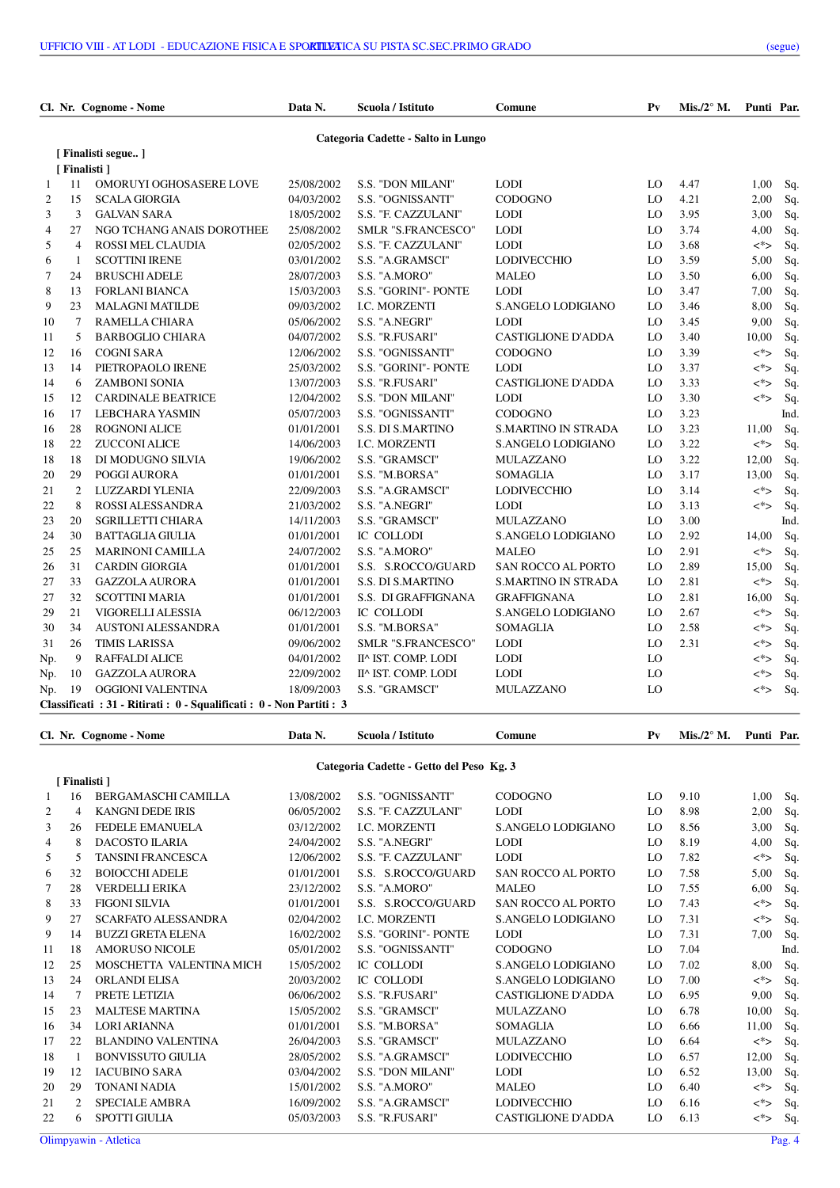| Cl. | Nr. | Cognome - Nome | Data N. | Scuola / Istituto | Comune | Pv | Mis./2° M. | Punti | Par. |
|---|---|---|---|---|---|---|---|---|---|

**Categoria Cadette - Salto in Lungo**

[ Finalisti segue.. ]

[ Finalisti ]

| Cl. | Nr. | Cognome - Nome | Data N. | Scuola / Istituto | Comune | Pv | Mis./2° M. | Punti | Par. |
|---|---|---|---|---|---|---|---|---|---|
| 1 | 11 | OMORUYI OGHOSASERE LOVE | 25/08/2002 | S.S. "DON MILANI" | LODI | LO | 4.47 | 1,00 | Sq. |
| 2 | 15 | SCALA GIORGIA | 04/03/2002 | S.S. "OGNISSANTI" | CODOGNO | LO | 4.21 | 2,00 | Sq. |
| 3 | 3 | GALVAN SARA | 18/05/2002 | S.S. "F. CAZZULANI" | LODI | LO | 3.95 | 3,00 | Sq. |
| 4 | 27 | NGO TCHANG ANAIS DOROTHEE | 25/08/2002 | SMLR "S.FRANCESCO" | LODI | LO | 3.74 | 4,00 | Sq. |
| 5 | 4 | ROSSI MEL CLAUDIA | 02/05/2002 | S.S. "F. CAZZULANI" | LODI | LO | 3.68 | <*> | Sq. |
| 6 | 1 | SCOTTINI IRENE | 03/01/2002 | S.S. "A.GRAMSCI" | LODIVECCHIO | LO | 3.59 | 5,00 | Sq. |
| 7 | 24 | BRUSCHI ADELE | 28/07/2003 | S.S. "A.MORO" | MALEO | LO | 3.50 | 6,00 | Sq. |
| 8 | 13 | FORLANI BIANCA | 15/03/2003 | S.S. "GORINI"- PONTE | LODI | LO | 3.47 | 7,00 | Sq. |
| 9 | 23 | MALAGNI MATILDE | 09/03/2002 | I.C. MORZENTI | S.ANGELO LODIGIANO | LO | 3.46 | 8,00 | Sq. |
| 10 | 7 | RAMELLA CHIARA | 05/06/2002 | S.S. "A.NEGRI" | LODI | LO | 3.45 | 9,00 | Sq. |
| 11 | 5 | BARBOGLIO CHIARA | 04/07/2002 | S.S. "R.FUSARI" | CASTIGLIONE D'ADDA | LO | 3.40 | 10,00 | Sq. |
| 12 | 16 | COGNI SARA | 12/06/2002 | S.S. "OGNISSANTI" | CODOGNO | LO | 3.39 | <*> | Sq. |
| 13 | 14 | PIETROPAOLO IRENE | 25/03/2002 | S.S. "GORINI"- PONTE | LODI | LO | 3.37 | <*> | Sq. |
| 14 | 6 | ZAMBONI SONIA | 13/07/2003 | S.S. "R.FUSARI" | CASTIGLIONE D'ADDA | LO | 3.33 | <*> | Sq. |
| 15 | 12 | CARDINALE BEATRICE | 12/04/2002 | S.S. "DON MILANI" | LODI | LO | 3.30 | <*> | Sq. |
| 16 | 17 | LEBCHARA YASMIN | 05/07/2003 | S.S. "OGNISSANTI" | CODOGNO | LO | 3.23 | | Ind. |
| 16 | 28 | ROGNONI ALICE | 01/01/2001 | S.S. DI S.MARTINO | S.MARTINO IN STRADA | LO | 3.23 | 11,00 | Sq. |
| 18 | 22 | ZUCCONI ALICE | 14/06/2003 | I.C. MORZENTI | S.ANGELO LODIGIANO | LO | 3.22 | <*> | Sq. |
| 18 | 18 | DI MODUGNO SILVIA | 19/06/2002 | S.S. "GRAMSCI" | MULAZZANO | LO | 3.22 | 12,00 | Sq. |
| 20 | 29 | POGGI AURORA | 01/01/2001 | S.S. "M.BORSA" | SOMAGLIA | LO | 3.17 | 13,00 | Sq. |
| 21 | 2 | LUZZARDI YLENIA | 22/09/2003 | S.S. "A.GRAMSCI" | LODIVECCHIO | LO | 3.14 | <*> | Sq. |
| 22 | 8 | ROSSI ALESSANDRA | 21/03/2002 | S.S. "A.NEGRI" | LODI | LO | 3.13 | <*> | Sq. |
| 23 | 20 | SGRILLETTI CHIARA | 14/11/2003 | S.S. "GRAMSCI" | MULAZZANO | LO | 3.00 | | Ind. |
| 24 | 30 | BATTAGLIA GIULIA | 01/01/2001 | IC COLLODI | S.ANGELO LODIGIANO | LO | 2.92 | 14,00 | Sq. |
| 25 | 25 | MARINONI CAMILLA | 24/07/2002 | S.S. "A.MORO" | MALEO | LO | 2.91 | <*> | Sq. |
| 26 | 31 | CARDIN GIORGIA | 01/01/2001 | S.S. S.ROCCO/GUARD | SAN ROCCO AL PORTO | LO | 2.89 | 15,00 | Sq. |
| 27 | 33 | GAZZOLA AURORA | 01/01/2001 | S.S. DI S.MARTINO | S.MARTINO IN STRADA | LO | 2.81 | <*> | Sq. |
| 27 | 32 | SCOTTINI MARIA | 01/01/2001 | S.S. DI GRAFFIGNANA | GRAFFIGNANA | LO | 2.81 | 16,00 | Sq. |
| 29 | 21 | VIGORELLI ALESSIA | 06/12/2003 | IC COLLODI | S.ANGELO LODIGIANO | LO | 2.67 | <*> | Sq. |
| 30 | 34 | AUSTONI ALESSANDRA | 01/01/2001 | S.S. "M.BORSA" | SOMAGLIA | LO | 2.58 | <*> | Sq. |
| 31 | 26 | TIMIS LARISSA | 09/06/2002 | SMLR "S.FRANCESCO" | LODI | LO | 2.31 | <*> | Sq. |
| Np. | 9 | RAFFALDI ALICE | 04/01/2002 | II^ IST. COMP. LODI | LODI | LO | | <*> | Sq. |
| Np. | 10 | GAZZOLA AURORA | 22/09/2002 | II^ IST. COMP. LODI | LODI | LO | | <*> | Sq. |
| Np. | 19 | OGGIONI VALENTINA | 18/09/2003 | S.S. "GRAMSCI" | MULAZZANO | LO | | <*> | Sq. |

**Classificati : 31 - Ritirati : 0 - Squalificati : 0 - Non Partiti : 3**

**Categoria Cadette - Getto del Peso Kg. 3**

[ Finalisti ]

| Cl. | Nr. | Cognome - Nome | Data N. | Scuola / Istituto | Comune | Pv | Mis./2° M. | Punti | Par. |
|---|---|---|---|---|---|---|---|---|---|
| 1 | 16 | BERGAMASCHI CAMILLA | 13/08/2002 | S.S. "OGNISSANTI" | CODOGNO | LO | 9.10 | 1,00 | Sq. |
| 2 | 4 | KANGNI DEDE IRIS | 06/05/2002 | S.S. "F. CAZZULANI" | LODI | LO | 8.98 | 2,00 | Sq. |
| 3 | 26 | FEDELE EMANUELA | 03/12/2002 | I.C. MORZENTI | S.ANGELO LODIGIANO | LO | 8.56 | 3,00 | Sq. |
| 4 | 8 | DACOSTO ILARIA | 24/04/2002 | S.S. "A.NEGRI" | LODI | LO | 8.19 | 4,00 | Sq. |
| 5 | 5 | TANSINI FRANCESCA | 12/06/2002 | S.S. "F. CAZZULANI" | LODI | LO | 7.82 | <*> | Sq. |
| 6 | 32 | BOIOCCHI ADELE | 01/01/2001 | S.S. S.ROCCO/GUARD | SAN ROCCO AL PORTO | LO | 7.58 | 5,00 | Sq. |
| 7 | 28 | VERDELLI ERIKA | 23/12/2002 | S.S. "A.MORO" | MALEO | LO | 7.55 | 6,00 | Sq. |
| 8 | 33 | FIGONI SILVIA | 01/01/2001 | S.S. S.ROCCO/GUARD | SAN ROCCO AL PORTO | LO | 7.43 | <*> | Sq. |
| 9 | 27 | SCARFATO ALESSANDRA | 02/04/2002 | I.C. MORZENTI | S.ANGELO LODIGIANO | LO | 7.31 | <*> | Sq. |
| 9 | 14 | BUZZI GRETA ELENA | 16/02/2002 | S.S. "GORINI"- PONTE | LODI | LO | 7.31 | 7,00 | Sq. |
| 11 | 18 | AMORUSO NICOLE | 05/01/2002 | S.S. "OGNISSANTI" | CODOGNO | LO | 7.04 | | Ind. |
| 12 | 25 | MOSCHETTA VALENTINA MICH | 15/05/2002 | IC COLLODI | S.ANGELO LODIGIANO | LO | 7.02 | 8,00 | Sq. |
| 13 | 24 | ORLANDI ELISA | 20/03/2002 | IC COLLODI | S.ANGELO LODIGIANO | LO | 7.00 | <*> | Sq. |
| 14 | 7 | PRETE LETIZIA | 06/06/2002 | S.S. "R.FUSARI" | CASTIGLIONE D'ADDA | LO | 6.95 | 9,00 | Sq. |
| 15 | 23 | MALTESE MARTINA | 15/05/2002 | S.S. "GRAMSCI" | MULAZZANO | LO | 6.78 | 10,00 | Sq. |
| 16 | 34 | LORI ARIANNA | 01/01/2001 | S.S. "M.BORSA" | SOMAGLIA | LO | 6.66 | 11,00 | Sq. |
| 17 | 22 | BLANDINO VALENTINA | 26/04/2003 | S.S. "GRAMSCI" | MULAZZANO | LO | 6.64 | <*> | Sq. |
| 18 | 1 | BONVISSUTO GIULIA | 28/05/2002 | S.S. "A.GRAMSCI" | LODIVECCHIO | LO | 6.57 | 12,00 | Sq. |
| 19 | 12 | IACUBINO SARA | 03/04/2002 | S.S. "DON MILANI" | LODI | LO | 6.52 | 13,00 | Sq. |
| 20 | 29 | TONANI NADIA | 15/01/2002 | S.S. "A.MORO" | MALEO | LO | 6.40 | <*> | Sq. |
| 21 | 2 | SPECIALE AMBRA | 16/09/2002 | S.S. "A.GRAMSCI" | LODIVECCHIO | LO | 6.16 | <*> | Sq. |
| 22 | 6 | SPOTTI GIULIA | 05/03/2003 | S.S. "R.FUSARI" | CASTIGLIONE D'ADDA | LO | 6.13 | <*> | Sq. |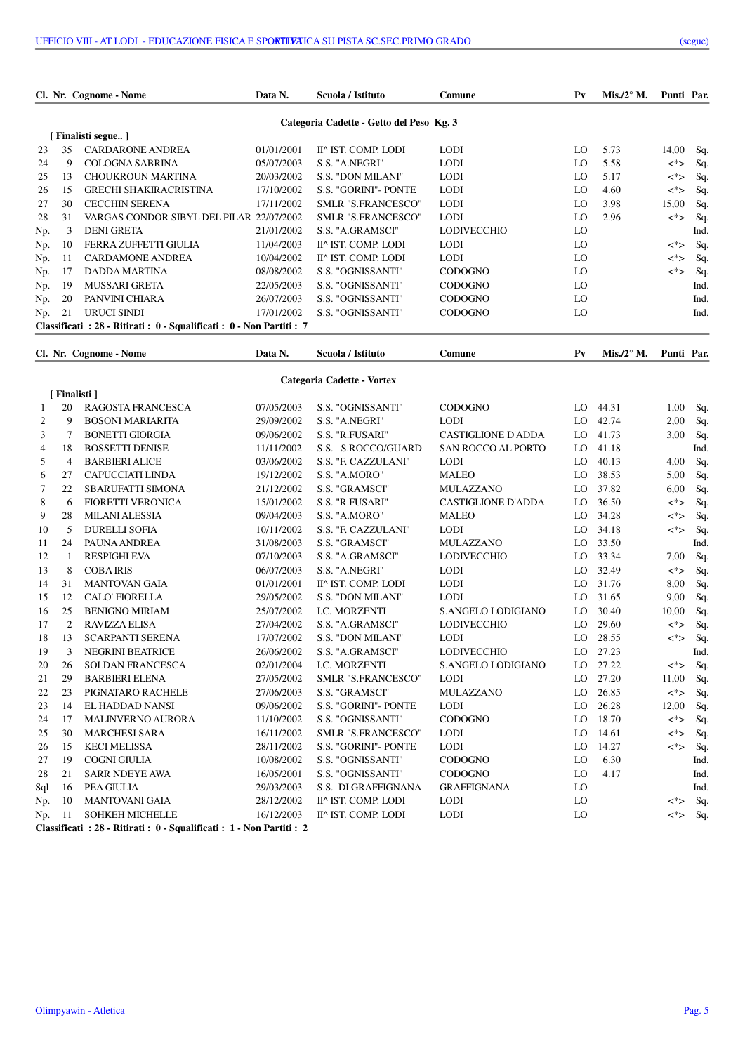## Categoria Cadette - Getto del Peso Kg. 3

[ Finalisti segue.. ]

| Cl. | Nr. | Cognome - Nome | Data N. | Scuola / Istituto | Comune | Pv | Mis./2° M. | Punti | Par. |
|---|---|---|---|---|---|---|---|---|---|
| 23 | 35 | CARDARONE ANDREA | 01/01/2001 | II^ IST. COMP. LODI | LODI | LO | 5.73 | 14,00 | Sq. |
| 24 | 9 | COLOGNA SABRINA | 05/07/2003 | S.S. "A.NEGRI" | LODI | LO | 5.58 | <*> | Sq. |
| 25 | 13 | CHOUKROUN MARTINA | 20/03/2002 | S.S. "DON MILANI" | LODI | LO | 5.17 | <*> | Sq. |
| 26 | 15 | GRECHI SHAKIRACRISTINA | 17/10/2002 | S.S. "GORINI"- PONTE | LODI | LO | 4.60 | <*> | Sq. |
| 27 | 30 | CECCHIN SERENA | 17/11/2002 | SMLR "S.FRANCESCO" | LODI | LO | 3.98 | 15,00 | Sq. |
| 28 | 31 | VARGAS CONDOR SIBYL DEL PILAR | 22/07/2002 | SMLR "S.FRANCESCO" | LODI | LO | 2.96 | <*> | Sq. |
| Np. | 3 | DENI GRETA | 21/01/2002 | S.S. "A.GRAMSCI" | LODIVECCHIO | LO | | | Ind. |
| Np. | 10 | FERRA ZUFFETTI GIULIA | 11/04/2003 | II^ IST. COMP. LODI | LODI | LO | | <*> | Sq. |
| Np. | 11 | CARDAMONE ANDREA | 10/04/2002 | II^ IST. COMP. LODI | LODI | LO | | <*> | Sq. |
| Np. | 17 | DADDA MARTINA | 08/08/2002 | S.S. "OGNISSANTI" | CODOGNO | LO | | <*> | Sq. |
| Np. | 19 | MUSSARI GRETA | 22/05/2003 | S.S. "OGNISSANTI" | CODOGNO | LO | | | Ind. |
| Np. | 20 | PANVINI CHIARA | 26/07/2003 | S.S. "OGNISSANTI" | CODOGNO | LO | | | Ind. |
| Np. | 21 | URUCI SINDI | 17/01/2002 | S.S. "OGNISSANTI" | CODOGNO | LO | | | Ind. |

**Classificati : 28 - Ritirati : 0 - Squalificati : 0 - Non Partiti : 7**

## Categoria Cadette - Vortex

[ Finalisti ]

| Cl. | Nr. | Cognome - Nome | Data N. | Scuola / Istituto | Comune | Pv | Mis./2° M. | Punti | Par. |
|---|---|---|---|---|---|---|---|---|---|
| 1 | 20 | RAGOSTA FRANCESCA | 07/05/2003 | S.S. "OGNISSANTI" | CODOGNO | LO | 44.31 | 1,00 | Sq. |
| 2 | 9 | BOSONI MARIARITA | 29/09/2002 | S.S. "A.NEGRI" | LODI | LO | 42.74 | 2,00 | Sq. |
| 3 | 7 | BONETTI GIORGIA | 09/06/2002 | S.S. "R.FUSARI" | CASTIGLIONE D'ADDA | LO | 41.73 | 3,00 | Sq. |
| 4 | 18 | BOSSETTI DENISE | 11/11/2002 | S.S. S.ROCCO/GUARD | SAN ROCCO AL PORTO | LO | 41.18 | | Ind. |
| 5 | 4 | BARBIERI ALICE | 03/06/2002 | S.S. "F. CAZZULANI" | LODI | LO | 40.13 | 4,00 | Sq. |
| 6 | 27 | CAPUCCIATI LINDA | 19/12/2002 | S.S. "A.MORO" | MALEO | LO | 38.53 | 5,00 | Sq. |
| 7 | 22 | SBARUFATTI SIMONA | 21/12/2002 | S.S. "GRAMSCI" | MULAZZANO | LO | 37.82 | 6,00 | Sq. |
| 8 | 6 | FIORETTI VERONICA | 15/01/2002 | S.S. "R.FUSARI" | CASTIGLIONE D'ADDA | LO | 36.50 | <*> | Sq. |
| 9 | 28 | MILANI ALESSIA | 09/04/2003 | S.S. "A.MORO" | MALEO | LO | 34.28 | <*> | Sq. |
| 10 | 5 | DURELLI SOFIA | 10/11/2002 | S.S. "F. CAZZULANI" | LODI | LO | 34.18 | <*> | Sq. |
| 11 | 24 | PAUNA ANDREA | 31/08/2003 | S.S. "GRAMSCI" | MULAZZANO | LO | 33.50 | | Ind. |
| 12 | 1 | RESPIGHI EVA | 07/10/2003 | S.S. "A.GRAMSCI" | LODIVECCHIO | LO | 33.34 | 7,00 | Sq. |
| 13 | 8 | COBA IRIS | 06/07/2003 | S.S. "A.NEGRI" | LODI | LO | 32.49 | <*> | Sq. |
| 14 | 31 | MANTOVAN GAIA | 01/01/2001 | II^ IST. COMP. LODI | LODI | LO | 31.76 | 8,00 | Sq. |
| 15 | 12 | CALO' FIORELLA | 29/05/2002 | S.S. "DON MILANI" | LODI | LO | 31.65 | 9,00 | Sq. |
| 16 | 25 | BENIGNO MIRIAM | 25/07/2002 | I.C. MORZENTI | S.ANGELO LODIGIANO | LO | 30.40 | 10,00 | Sq. |
| 17 | 2 | RAVIZZA ELISA | 27/04/2002 | S.S. "A.GRAMSCI" | LODIVECCHIO | LO | 29.60 | <*> | Sq. |
| 18 | 13 | SCARPANTI SERENA | 17/07/2002 | S.S. "DON MILANI" | LODI | LO | 28.55 | <*> | Sq. |
| 19 | 3 | NEGRINI BEATRICE | 26/06/2002 | S.S. "A.GRAMSCI" | LODIVECCHIO | LO | 27.23 | | Ind. |
| 20 | 26 | SOLDAN FRANCESCA | 02/01/2004 | I.C. MORZENTI | S.ANGELO LODIGIANO | LO | 27.22 | <*> | Sq. |
| 21 | 29 | BARBIERI ELENA | 27/05/2002 | SMLR "S.FRANCESCO" | LODI | LO | 27.20 | 11,00 | Sq. |
| 22 | 23 | PIGNATARO RACHELE | 27/06/2003 | S.S. "GRAMSCI" | MULAZZANO | LO | 26.85 | <*> | Sq. |
| 23 | 14 | EL HADDAD NANSI | 09/06/2002 | S.S. "GORINI"- PONTE | LODI | LO | 26.28 | 12,00 | Sq. |
| 24 | 17 | MALINVERNO AURORA | 11/10/2002 | S.S. "OGNISSANTI" | CODOGNO | LO | 18.70 | <*> | Sq. |
| 25 | 30 | MARCHESI SARA | 16/11/2002 | SMLR "S.FRANCESCO" | LODI | LO | 14.61 | <*> | Sq. |
| 26 | 15 | KECI MELISSA | 28/11/2002 | S.S. "GORINI"- PONTE | LODI | LO | 14.27 | <*> | Sq. |
| 27 | 19 | COGNI GIULIA | 10/08/2002 | S.S. "OGNISSANTI" | CODOGNO | LO | 6.30 | | Ind. |
| 28 | 21 | SARR NDEYE AWA | 16/05/2001 | S.S. "OGNISSANTI" | CODOGNO | LO | 4.17 | | Ind. |
| Sql | 16 | PEA GIULIA | 29/03/2003 | S.S. DI GRAFFIGNANA | GRAFFIGNANA | LO | | | Ind. |
| Np. | 10 | MANTOVANI GAIA | 28/12/2002 | II^ IST. COMP. LODI | LODI | LO | | <*> | Sq. |
| Np. | 11 | SOHKEH MICHELLE | 16/12/2003 | II^ IST. COMP. LODI | LODI | LO | | <*> | Sq. |

**Classificati : 28 - Ritirati : 0 - Squalificati : 1 - Non Partiti : 2**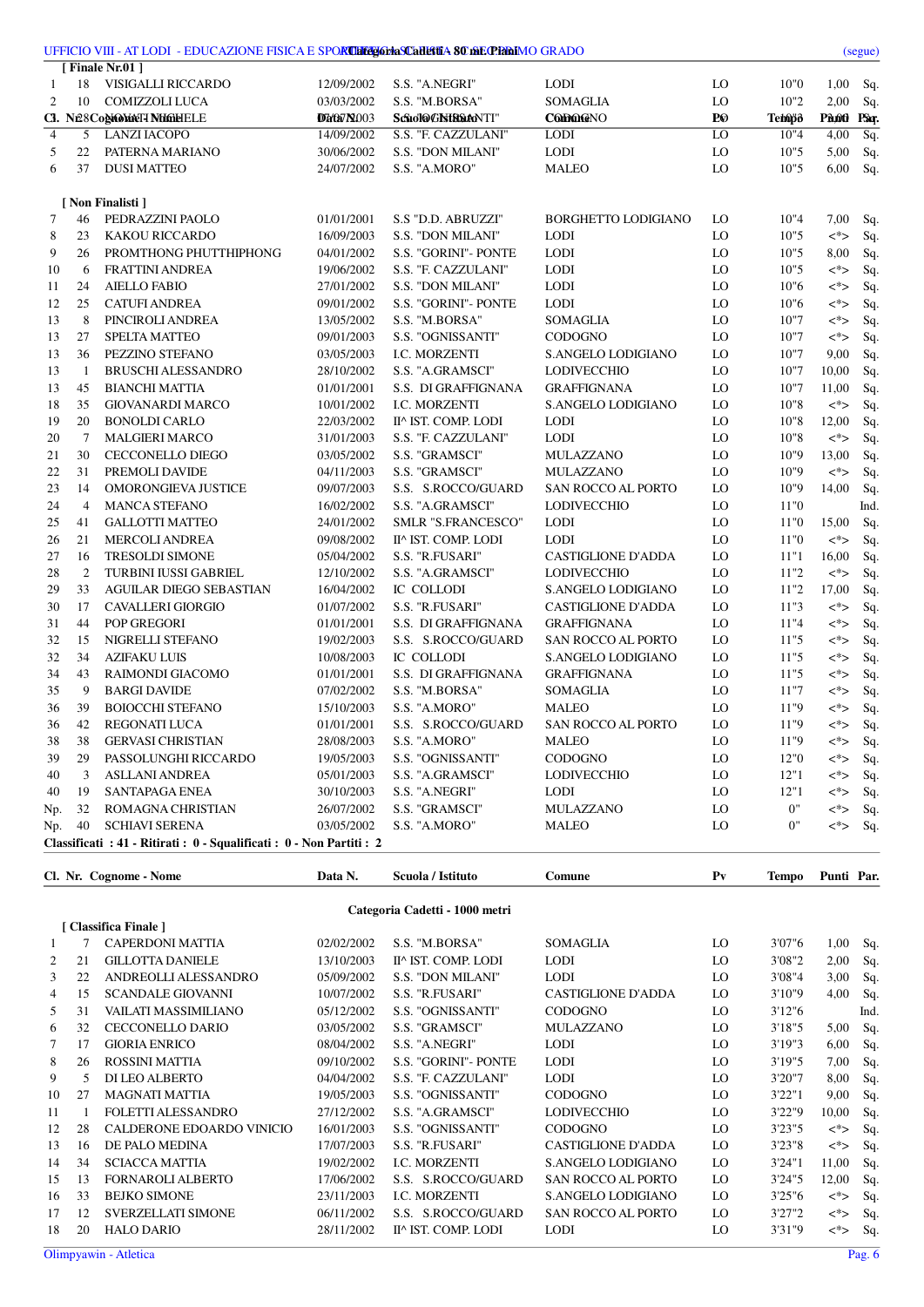UFFICIO VIII - AT LODI - EDUCAZIONE FISICA E SPORTIVA - Categoria Cadetti 80 mt. PIANI - SECONDO GRADO (segue)

**[ Finale Nr.01 ]**

| Cl. | Nr. | Cognome - Nome | Data N. | Scuola / Istituto | Comune | Pv | Tempo | Punti | Par. |
|---|---|---|---|---|---|---|---|---|---|
| 1 | 18 | VISIGALLI RICCARDO | 12/09/2002 | S.S. "A.NEGRI" | LODI | LO | 10"0 | 1,00 | Sq. |
| 2 | 10 | COMIZZOLI LUCA | 03/03/2002 | S.S. "M.BORSA" | SOMAGLIA | LO | 10"2 | 2,00 | Sq. |
| 3 | 28 | GIOVANETTI MICHELE | 07/07/2003 | S.S. "OGNISSANTI" | CODOGNO | LO | 10"3 | 3,00 | Sq. |
| 4 | 5 | LANZI IACOPO | 14/09/2002 | S.S. "F. CAZZULANI" | LODI | LO | 10"4 | 4,00 | Sq. |
| 5 | 22 | PATERNA MARIANO | 30/06/2002 | S.S. "DON MILANI" | LODI | LO | 10"5 | 5,00 | Sq. |
| 6 | 37 | DUSI MATTEO | 24/07/2002 | S.S. "A.MORO" | MALEO | LO | 10"5 | 6,00 | Sq. |

**[ Non Finalisti ]**

| Cl. | Nr. | Cognome - Nome | Data N. | Scuola / Istituto | Comune | Pv | Tempo | Punti | Par. |
|---|---|---|---|---|---|---|---|---|---|
| 7 | 46 | PEDRAZZINI PAOLO | 01/01/2001 | S.S "D.D. ABRUZZI" | BORGHETTO LODIGIANO | LO | 10"4 | 7,00 | Sq. |
| 8 | 23 | KAKOU RICCARDO | 16/09/2003 | S.S. "DON MILANI" | LODI | LO | 10"5 | <*> | Sq. |
| 9 | 26 | PROMTHONG PHUTTHIPHONG | 04/01/2002 | S.S. "GORINI"- PONTE | LODI | LO | 10"5 | 8,00 | Sq. |
| 10 | 6 | FRATTINI ANDREA | 19/06/2002 | S.S. "F. CAZZULANI" | LODI | LO | 10"5 | <*> | Sq. |
| 11 | 24 | AIELLO FABIO | 27/01/2002 | S.S. "DON MILANI" | LODI | LO | 10"6 | <*> | Sq. |
| 12 | 25 | CATUFI ANDREA | 09/01/2002 | S.S. "GORINI"- PONTE | LODI | LO | 10"6 | <*> | Sq. |
| 13 | 8 | PINCIROLI ANDREA | 13/05/2002 | S.S. "M.BORSA" | SOMAGLIA | LO | 10"7 | <*> | Sq. |
| 13 | 27 | SPELTA MATTEO | 09/01/2003 | S.S. "OGNISSANTI" | CODOGNO | LO | 10"7 | <*> | Sq. |
| 13 | 36 | PEZZINO STEFANO | 03/05/2003 | I.C. MORZENTI | S.ANGELO LODIGIANO | LO | 10"7 | 9,00 | Sq. |
| 13 | 1 | BRUSCHI ALESSANDRO | 28/10/2002 | S.S. "A.GRAMSCI" | LODIVECCHIO | LO | 10"7 | 10,00 | Sq. |
| 13 | 45 | BIANCHI MATTIA | 01/01/2001 | S.S. DI GRAFFIGNANA | GRAFFIGNANA | LO | 10"7 | 11,00 | Sq. |
| 18 | 35 | GIOVANARDI MARCO | 10/01/2002 | I.C. MORZENTI | S.ANGELO LODIGIANO | LO | 10"8 | <*> | Sq. |
| 19 | 20 | BONOLDI CARLO | 22/03/2002 | II^ IST. COMP. LODI | LODI | LO | 10"8 | 12,00 | Sq. |
| 20 | 7 | MALGIERI MARCO | 31/01/2003 | S.S. "F. CAZZULANI" | LODI | LO | 10"8 | <*> | Sq. |
| 21 | 30 | CECCONELLO DIEGO | 03/05/2002 | S.S. "GRAMSCI" | MULAZZANO | LO | 10"9 | 13,00 | Sq. |
| 22 | 31 | PREMOLI DAVIDE | 04/11/2003 | S.S. "GRAMSCI" | MULAZZANO | LO | 10"9 | <*> | Sq. |
| 23 | 14 | OMORONGIEVA JUSTICE | 09/07/2003 | S.S. S.ROCCO/GUARD | SAN ROCCO AL PORTO | LO | 10"9 | 14,00 | Sq. |
| 24 | 4 | MANCA STEFANO | 16/02/2002 | S.S. "A.GRAMSCI" | LODIVECCHIO | LO | 11"0 | | Ind. |
| 25 | 41 | GALLOTTI MATTEO | 24/01/2002 | SMLR "S.FRANCESCO" | LODI | LO | 11"0 | 15,00 | Sq. |
| 26 | 21 | MERCOLI ANDREA | 09/08/2002 | II^ IST. COMP. LODI | LODI | LO | 11"0 | <*> | Sq. |
| 27 | 16 | TRESOLDI SIMONE | 05/04/2002 | S.S. "R.FUSARI" | CASTIGLIONE D'ADDA | LO | 11"1 | 16,00 | Sq. |
| 28 | 2 | TURBINI IUSSI GABRIEL | 12/10/2002 | S.S. "A.GRAMSCI" | LODIVECCHIO | LO | 11"2 | <*> | Sq. |
| 29 | 33 | AGUILAR DIEGO SEBASTIAN | 16/04/2002 | IC COLLODI | S.ANGELO LODIGIANO | LO | 11"2 | 17,00 | Sq. |
| 30 | 17 | CAVALLERI GIORGIO | 01/07/2002 | S.S. "R.FUSARI" | CASTIGLIONE D'ADDA | LO | 11"3 | <*> | Sq. |
| 31 | 44 | POP GREGORI | 01/01/2001 | S.S. DI GRAFFIGNANA | GRAFFIGNANA | LO | 11"4 | <*> | Sq. |
| 32 | 15 | NIGRELLI STEFANO | 19/02/2003 | S.S. S.ROCCO/GUARD | SAN ROCCO AL PORTO | LO | 11"5 | <*> | Sq. |
| 32 | 34 | AZIFAKU LUIS | 10/08/2003 | IC COLLODI | S.ANGELO LODIGIANO | LO | 11"5 | <*> | Sq. |
| 34 | 43 | RAIMONDI GIACOMO | 01/01/2001 | S.S. DI GRAFFIGNANA | GRAFFIGNANA | LO | 11"5 | <*> | Sq. |
| 35 | 9 | BARGI DAVIDE | 07/02/2002 | S.S. "M.BORSA" | SOMAGLIA | LO | 11"7 | <*> | Sq. |
| 36 | 39 | BOIOCCHI STEFANO | 15/10/2003 | S.S. "A.MORO" | MALEO | LO | 11"9 | <*> | Sq. |
| 36 | 42 | REGONATI LUCA | 01/01/2001 | S.S. S.ROCCO/GUARD | SAN ROCCO AL PORTO | LO | 11"9 | <*> | Sq. |
| 38 | 38 | GERVASI CHRISTIAN | 28/08/2003 | S.S. "A.MORO" | MALEO | LO | 11"9 | <*> | Sq. |
| 39 | 29 | PASSOLUNGHI RICCARDO | 19/05/2003 | S.S. "OGNISSANTI" | CODOGNO | LO | 12"0 | <*> | Sq. |
| 40 | 3 | ASLLANI ANDREA | 05/01/2003 | S.S. "A.GRAMSCI" | LODIVECCHIO | LO | 12"1 | <*> | Sq. |
| 40 | 19 | SANTAPAGA ENEA | 30/10/2003 | S.S. "A.NEGRI" | LODI | LO | 12"1 | <*> | Sq. |
| Np. | 32 | ROMAGNA CHRISTIAN | 26/07/2002 | S.S. "GRAMSCI" | MULAZZANO | LO | 0" | <*> | Sq. |
| Np. | 40 | SCHIAVI SERENA | 03/05/2002 | S.S. "A.MORO" | MALEO | LO | 0" | <*> | Sq. |

**Classificati : 41 - Ritirati : 0 - Squalificati : 0 - Non Partiti : 2**

## Categoria Cadetti - 1000 metri

**[ Classifica Finale ]**

| Cl. | Nr. | Cognome - Nome | Data N. | Scuola / Istituto | Comune | Pv | Tempo | Punti | Par. |
|---|---|---|---|---|---|---|---|---|---|
| 1 | 7 | CAPERDONI MATTIA | 02/02/2002 | S.S. "M.BORSA" | SOMAGLIA | LO | 3'07"6 | 1,00 | Sq. |
| 2 | 21 | GILLOTTA DANIELE | 13/10/2003 | II^ IST. COMP. LODI | LODI | LO | 3'08"2 | 2,00 | Sq. |
| 3 | 22 | ANDREOLLI ALESSANDRO | 05/09/2002 | S.S. "DON MILANI" | LODI | LO | 3'08"4 | 3,00 | Sq. |
| 4 | 15 | SCANDALE GIOVANNI | 10/07/2002 | S.S. "R.FUSARI" | CASTIGLIONE D'ADDA | LO | 3'10"9 | 4,00 | Sq. |
| 5 | 31 | VAILATI MASSIMILIANO | 05/12/2002 | S.S. "OGNISSANTI" | CODOGNO | LO | 3'12"6 | | Ind. |
| 6 | 32 | CECCONELLO DARIO | 03/05/2002 | S.S. "GRAMSCI" | MULAZZANO | LO | 3'18"5 | 5,00 | Sq. |
| 7 | 17 | GIORIA ENRICO | 08/04/2002 | S.S. "A.NEGRI" | LODI | LO | 3'19"3 | 6,00 | Sq. |
| 8 | 26 | ROSSINI MATTIA | 09/10/2002 | S.S. "GORINI"- PONTE | LODI | LO | 3'19"5 | 7,00 | Sq. |
| 9 | 5 | DI LEO ALBERTO | 04/04/2002 | S.S. "F. CAZZULANI" | LODI | LO | 3'20"7 | 8,00 | Sq. |
| 10 | 27 | MAGNATI MATTIA | 19/05/2003 | S.S. "OGNISSANTI" | CODOGNO | LO | 3'22"1 | 9,00 | Sq. |
| 11 | 1 | FOLETTI ALESSANDRO | 27/12/2002 | S.S. "A.GRAMSCI" | LODIVECCHIO | LO | 3'22"9 | 10,00 | Sq. |
| 12 | 28 | CALDERONE EDOARDO VINICIO | 16/01/2003 | S.S. "OGNISSANTI" | CODOGNO | LO | 3'23"5 | <*> | Sq. |
| 13 | 16 | DE PALO MEDINA | 17/07/2003 | S.S. "R.FUSARI" | CASTIGLIONE D'ADDA | LO | 3'23"8 | <*> | Sq. |
| 14 | 34 | SCIACCA MATTIA | 19/02/2002 | I.C. MORZENTI | S.ANGELO LODIGIANO | LO | 3'24"1 | 11,00 | Sq. |
| 15 | 13 | FORNAROLI ALBERTO | 17/06/2002 | S.S. S.ROCCO/GUARD | SAN ROCCO AL PORTO | LO | 3'24"5 | 12,00 | Sq. |
| 16 | 33 | BEJKO SIMONE | 23/11/2003 | I.C. MORZENTI | S.ANGELO LODIGIANO | LO | 3'25"6 | <*> | Sq. |
| 17 | 12 | SVERZELLATI SIMONE | 06/11/2002 | S.S. S.ROCCO/GUARD | SAN ROCCO AL PORTO | LO | 3'27"2 | <*> | Sq. |
| 18 | 20 | HALO DARIO | 28/11/2002 | II^ IST. COMP. LODI | LODI | LO | 3'31"9 | <*> | Sq. |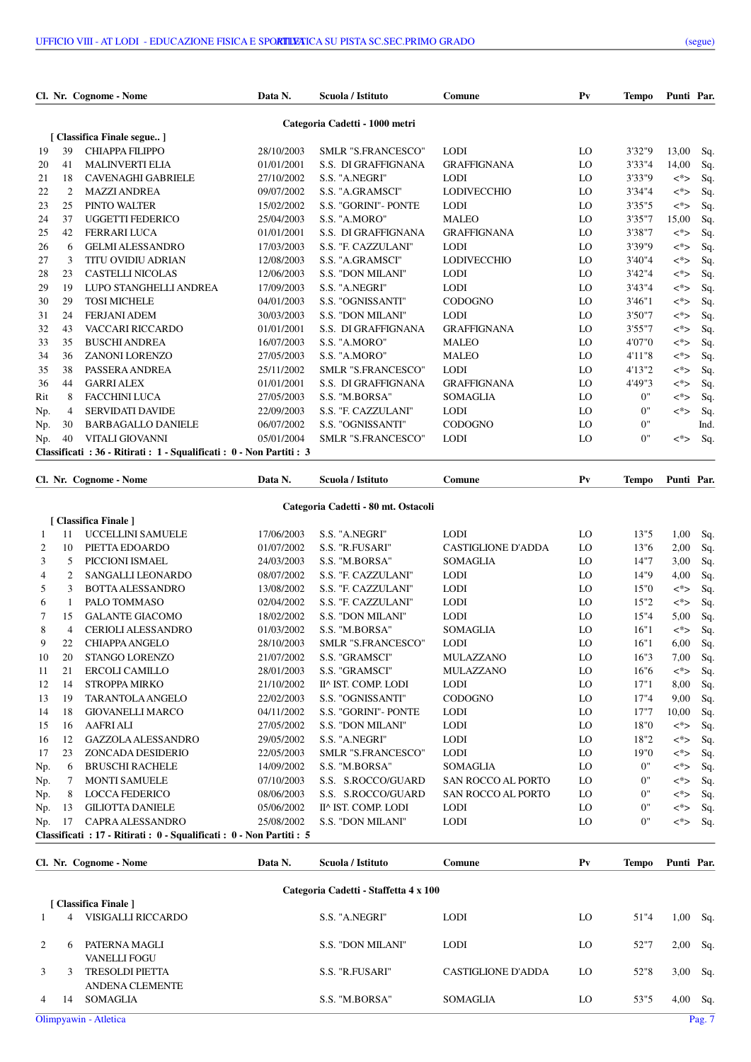| Cl. | Nr. | Cognome - Nome | Data N. | Scuola / Istituto | Comune | Pv | Tempo | Punti | Par. |
|---|---|---|---|---|---|---|---|---|---|

**Categoria Cadetti - 1000 metri**

[ Classifica Finale segue.. ]

| Cl. | Nr. | Cognome - Nome | Data N. | Scuola / Istituto | Comune | Pv | Tempo | Punti | Par. |
|---|---|---|---|---|---|---|---|---|---|
| 19 | 39 | CHIAPPA FILIPPO | 28/10/2003 | SMLR "S.FRANCESCO" | LODI | LO | 3'32"9 | 13,00 | Sq. |
| 20 | 41 | MALINVERTI ELIA | 01/01/2001 | S.S. DI GRAFFIGNANA | GRAFFIGNANA | LO | 3'33"4 | 14,00 | Sq. |
| 21 | 18 | CAVENAGHI GABRIELE | 27/10/2002 | S.S. "A.NEGRI" | LODI | LO | 3'33"9 | <*> | Sq. |
| 22 | 2 | MAZZI ANDREA | 09/07/2002 | S.S. "A.GRAMSCI" | LODIVECCHIO | LO | 3'34"4 | <*> | Sq. |
| 23 | 25 | PINTO WALTER | 15/02/2002 | S.S. "GORINI"- PONTE | LODI | LO | 3'35"5 | <*> | Sq. |
| 24 | 37 | UGGETTI FEDERICO | 25/04/2003 | S.S. "A.MORO" | MALEO | LO | 3'35"7 | 15,00 | Sq. |
| 25 | 42 | FERRARI LUCA | 01/01/2001 | S.S. DI GRAFFIGNANA | GRAFFIGNANA | LO | 3'38"7 | <*> | Sq. |
| 26 | 6 | GELMI ALESSANDRO | 17/03/2003 | S.S. "F. CAZZULANI" | LODI | LO | 3'39"9 | <*> | Sq. |
| 27 | 3 | TITU OVIDIU ADRIAN | 12/08/2003 | S.S. "A.GRAMSCI" | LODIVECCHIO | LO | 3'40"4 | <*> | Sq. |
| 28 | 23 | CASTELLI NICOLAS | 12/06/2003 | S.S. "DON MILANI" | LODI | LO | 3'42"4 | <*> | Sq. |
| 29 | 19 | LUPO STANGHELLI ANDREA | 17/09/2003 | S.S. "A.NEGRI" | LODI | LO | 3'43"4 | <*> | Sq. |
| 30 | 29 | TOSI MICHELE | 04/01/2003 | S.S. "OGNISSANTI" | CODOGNO | LO | 3'46"1 | <*> | Sq. |
| 31 | 24 | FERJANI ADEM | 30/03/2003 | S.S. "DON MILANI" | LODI | LO | 3'50"7 | <*> | Sq. |
| 32 | 43 | VACCARI RICCARDO | 01/01/2001 | S.S. DI GRAFFIGNANA | GRAFFIGNANA | LO | 3'55"7 | <*> | Sq. |
| 33 | 35 | BUSCHI ANDREA | 16/07/2003 | S.S. "A.MORO" | MALEO | LO | 4'07"0 | <*> | Sq. |
| 34 | 36 | ZANONI LORENZO | 27/05/2003 | S.S. "A.MORO" | MALEO | LO | 4'11"8 | <*> | Sq. |
| 35 | 38 | PASSERA ANDREA | 25/11/2002 | SMLR "S.FRANCESCO" | LODI | LO | 4'13"2 | <*> | Sq. |
| 36 | 44 | GARRI ALEX | 01/01/2001 | S.S. DI GRAFFIGNANA | GRAFFIGNANA | LO | 4'49"3 | <*> | Sq. |
| Rit | 8 | FACCHINI LUCA | 27/05/2003 | S.S. "M.BORSA" | SOMAGLIA | LO | 0" | <*> | Sq. |
| Np. | 4 | SERVIDATI DAVIDE | 22/09/2003 | S.S. "F. CAZZULANI" | LODI | LO | 0" | <*> | Sq. |
| Np. | 30 | BARBAGALLO DANIELE | 06/07/2002 | S.S. "OGNISSANTI" | CODOGNO | LO | 0" | | Ind. |
| Np. | 40 | VITALI GIOVANNI | 01/01/2004 | SMLR "S.FRANCESCO" | LODI | LO | 0" | <*> | Sq. |

**Classificati : 36 - Ritirati : 1 - Squalificati : 0 - Non Partiti : 3**

**Categoria Cadetti - 80 mt. Ostacoli**

[ Classifica Finale ]

| Cl. | Nr. | Cognome - Nome | Data N. | Scuola / Istituto | Comune | Pv | Tempo | Punti | Par. |
|---|---|---|---|---|---|---|---|---|---|
| 1 | 11 | UCCELLINI SAMUELE | 17/06/2003 | S.S. "A.NEGRI" | LODI | LO | 13"5 | 1,00 | Sq. |
| 2 | 10 | PIETTA EDOARDO | 01/07/2002 | S.S. "R.FUSARI" | CASTIGLIONE D'ADDA | LO | 13"6 | 2,00 | Sq. |
| 3 | 5 | PICCIONI ISMAEL | 24/03/2003 | S.S. "M.BORSA" | SOMAGLIA | LO | 14"7 | 3,00 | Sq. |
| 4 | 2 | SANGALLI LEONARDO | 08/07/2002 | S.S. "F. CAZZULANI" | LODI | LO | 14"9 | 4,00 | Sq. |
| 5 | 3 | BOTTA ALESSANDRO | 13/08/2002 | S.S. "F. CAZZULANI" | LODI | LO | 15"0 | <*> | Sq. |
| 6 | 1 | PALO TOMMASO | 02/04/2002 | S.S. "F. CAZZULANI" | LODI | LO | 15"2 | <*> | Sq. |
| 7 | 15 | GALANTE GIACOMO | 18/02/2002 | S.S. "DON MILANI" | LODI | LO | 15"4 | 5,00 | Sq. |
| 8 | 4 | CERIOLI ALESSANDRO | 01/03/2002 | S.S. "M.BORSA" | SOMAGLIA | LO | 16"1 | <*> | Sq. |
| 9 | 22 | CHIAPPA ANGELO | 28/10/2003 | SMLR "S.FRANCESCO" | LODI | LO | 16"1 | 6,00 | Sq. |
| 10 | 20 | STANGO LORENZO | 21/07/2002 | S.S. "GRAMSCI" | MULAZZANO | LO | 16"3 | 7,00 | Sq. |
| 11 | 21 | ERCOLI CAMILLO | 28/01/2003 | S.S. "GRAMSCI" | MULAZZANO | LO | 16"6 | <*> | Sq. |
| 12 | 14 | STROPPA MIRKO | 21/10/2002 | II^ IST. COMP. LODI | LODI | LO | 17"1 | 8,00 | Sq. |
| 13 | 19 | TARANTOLA ANGELO | 22/02/2003 | S.S. "OGNISSANTI" | CODOGNO | LO | 17"4 | 9,00 | Sq. |
| 14 | 18 | GIOVANELLI MARCO | 04/11/2002 | S.S. "GORINI"- PONTE | LODI | LO | 17"7 | 10,00 | Sq. |
| 15 | 16 | AAFRI ALI | 27/05/2002 | S.S. "DON MILANI" | LODI | LO | 18"0 | <*> | Sq. |
| 16 | 12 | GAZZOLA ALESSANDRO | 29/05/2002 | S.S. "A.NEGRI" | LODI | LO | 18"2 | <*> | Sq. |
| 17 | 23 | ZONCADA DESIDERIO | 22/05/2003 | SMLR "S.FRANCESCO" | LODI | LO | 19"0 | <*> | Sq. |
| Np. | 6 | BRUSCHI RACHELE | 14/09/2002 | S.S. "M.BORSA" | SOMAGLIA | LO | 0" | <*> | Sq. |
| Np. | 7 | MONTI SAMUELE | 07/10/2003 | S.S. S.ROCCO/GUARD | SAN ROCCO AL PORTO | LO | 0" | <*> | Sq. |
| Np. | 8 | LOCCA FEDERICO | 08/06/2003 | S.S. S.ROCCO/GUARD | SAN ROCCO AL PORTO | LO | 0" | <*> | Sq. |
| Np. | 13 | GILIOTTA DANIELE | 05/06/2002 | II^ IST. COMP. LODI | LODI | LO | 0" | <*> | Sq. |
| Np. | 17 | CAPRA ALESSANDRO | 25/08/2002 | S.S. "DON MILANI" | LODI | LO | 0" | <*> | Sq. |

**Classificati : 17 - Ritirati : 0 - Squalificati : 0 - Non Partiti : 5**

**Categoria Cadetti - Staffetta 4 x 100**

[ Classifica Finale ]

| Cl. | Nr. | Cognome - Nome | Data N. | Scuola / Istituto | Comune | Pv | Tempo | Punti | Par. |
|---|---|---|---|---|---|---|---|---|---|
| 1 | 4 | VISIGALLI RICCARDO | | S.S. "A.NEGRI" | LODI | LO | 51"4 | 1,00 | Sq. |
| 2 | 6 | PATERNA MAGLI<br>VANELLI FOGU | | S.S. "DON MILANI" | LODI | LO | 52"7 | 2,00 | Sq. |
| 3 | 3 | TRESOLDI PIETTA<br>ANDENA CLEMENTE | | S.S. "R.FUSARI" | CASTIGLIONE D'ADDA | LO | 52"8 | 3,00 | Sq. |
| 4 | 14 | SOMAGLIA | | S.S. "M.BORSA" | SOMAGLIA | LO | 53"5 | 4,00 | Sq. |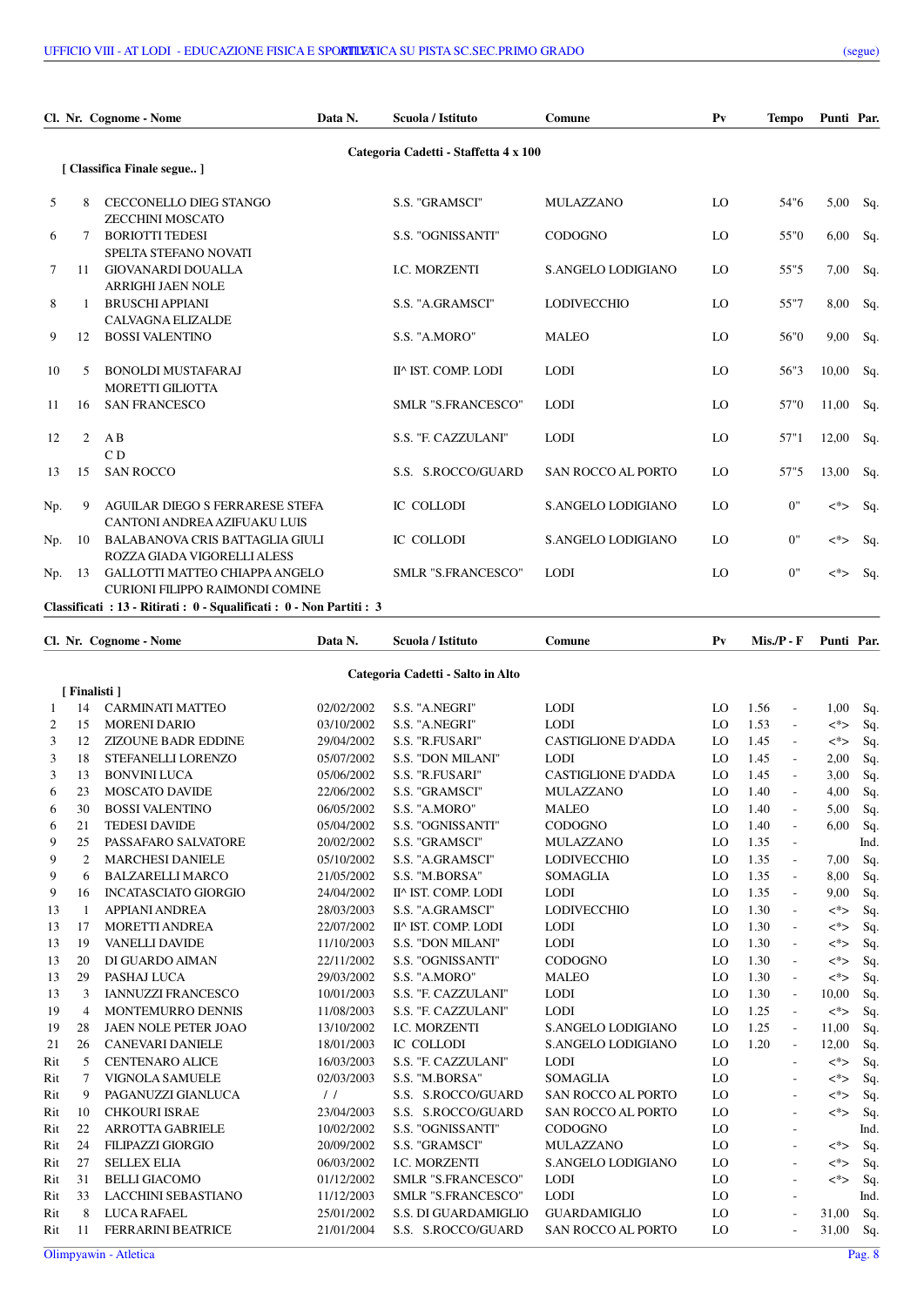## Categoria Cadetti - Staffetta 4 x 100

[ Classifica Finale segue.. ]

| Cl. | Nr. | Cognome - Nome | Data N. | Scuola / Istituto | Comune | Pv | Tempo | Punti | Par. |
|---|---|---|---|---|---|---|---|---|---|
| 5 | 8 | CECCONELLO DIEG STANGO ZECCHINI MOSCATO | | S.S. "GRAMSCI" | MULAZZANO | LO | 54"6 | 5,00 | Sq. |
| 6 | 7 | BORIOTTI TEDESI SPELTA STEFANO NOVATI | | S.S. "OGNISSANTI" | CODOGNO | LO | 55"0 | 6,00 | Sq. |
| 7 | 11 | GIOVANARDI DOUALLA ARRIGHI JAEN NOLE | | I.C. MORZENTI | S.ANGELO LODIGIANO | LO | 55"5 | 7,00 | Sq. |
| 8 | 1 | BRUSCHI APPIANI CALVAGNA ELIZALDE | | S.S. "A.GRAMSCI" | LODIVECCHIO | LO | 55"7 | 8,00 | Sq. |
| 9 | 12 | BOSSI VALENTINO | | S.S. "A.MORO" | MALEO | LO | 56"0 | 9,00 | Sq. |
| 10 | 5 | BONOLDI MUSTAFARAJ MORETTI GILIOTTA | | II^ IST. COMP. LODI | LODI | LO | 56"3 | 10,00 | Sq. |
| 11 | 16 | SAN FRANCESCO | | SMLR "S.FRANCESCO" | LODI | LO | 57"0 | 11,00 | Sq. |
| 12 | 2 | A B C D | | S.S. "F. CAZZULANI" | LODI | LO | 57"1 | 12,00 | Sq. |
| 13 | 15 | SAN ROCCO | | S.S. S.ROCCO/GUARD | SAN ROCCO AL PORTO | LO | 57"5 | 13,00 | Sq. |
| Np. | 9 | AGUILAR DIEGO S FERRARESE STEFA CANTONI ANDREA AZIFUAKU LUIS | | IC COLLODI | S.ANGELO LODIGIANO | LO | 0" | <*> | Sq. |
| Np. | 10 | BALABANOVA CRIS BATTAGLIA GIULI ROZZA GIADA VIGORELLI ALESS | | IC COLLODI | S.ANGELO LODIGIANO | LO | 0" | <*> | Sq. |
| Np. | 13 | GALLOTTI MATTEO CHIAPPA ANGELO CURIONI FILIPPO RAIMONDI COMINE | | SMLR "S.FRANCESCO" | LODI | LO | 0" | <*> | Sq. |

**Classificati : 13 - Ritirati : 0 - Squalificati : 0 - Non Partiti : 3**

## Categoria Cadetti - Salto in Alto

[ Finalisti ]

| Cl. | Nr. | Cognome - Nome | Data N. | Scuola / Istituto | Comune | Pv | Mis./P - F | | Punti | Par. |
|---|---|---|---|---|---|---|---|---|---|---|
| 1 | 14 | CARMINATI MATTEO | 02/02/2002 | S.S. "A.NEGRI" | LODI | LO | 1.56 | - | 1,00 | Sq. |
| 2 | 15 | MORENI DARIO | 03/10/2002 | S.S. "A.NEGRI" | LODI | LO | 1.53 | - | <*> | Sq. |
| 3 | 12 | ZIZOUNE BADR EDDINE | 29/04/2002 | S.S. "R.FUSARI" | CASTIGLIONE D'ADDA | LO | 1.45 | - | <*> | Sq. |
| 3 | 18 | STEFANELLI LORENZO | 05/07/2002 | S.S. "DON MILANI" | LODI | LO | 1.45 | - | 2,00 | Sq. |
| 3 | 13 | BONVINI LUCA | 05/06/2002 | S.S. "R.FUSARI" | CASTIGLIONE D'ADDA | LO | 1.45 | - | 3,00 | Sq. |
| 6 | 23 | MOSCATO DAVIDE | 22/06/2002 | S.S. "GRAMSCI" | MULAZZANO | LO | 1.40 | - | 4,00 | Sq. |
| 6 | 30 | BOSSI VALENTINO | 06/05/2002 | S.S. "A.MORO" | MALEO | LO | 1.40 | - | 5,00 | Sq. |
| 6 | 21 | TEDESI DAVIDE | 05/04/2002 | S.S. "OGNISSANTI" | CODOGNO | LO | 1.40 | - | 6,00 | Sq. |
| 9 | 25 | PASSAFARO SALVATORE | 20/02/2002 | S.S. "GRAMSCI" | MULAZZANO | LO | 1.35 | - | | Ind. |
| 9 | 2 | MARCHESI DANIELE | 05/10/2002 | S.S. "A.GRAMSCI" | LODIVECCHIO | LO | 1.35 | - | 7,00 | Sq. |
| 9 | 6 | BALZARELLI MARCO | 21/05/2002 | S.S. "M.BORSA" | SOMAGLIA | LO | 1.35 | - | 8,00 | Sq. |
| 9 | 16 | INCATASCIATO GIORGIO | 24/04/2002 | II^ IST. COMP. LODI | LODI | LO | 1.35 | - | 9,00 | Sq. |
| 13 | 1 | APPIANI ANDREA | 28/03/2003 | S.S. "A.GRAMSCI" | LODIVECCHIO | LO | 1.30 | - | <*> | Sq. |
| 13 | 17 | MORETTI ANDREA | 22/07/2002 | II^ IST. COMP. LODI | LODI | LO | 1.30 | - | <*> | Sq. |
| 13 | 19 | VANELLI DAVIDE | 11/10/2003 | S.S. "DON MILANI" | LODI | LO | 1.30 | - | <*> | Sq. |
| 13 | 20 | DI GUARDO AIMAN | 22/11/2002 | S.S. "OGNISSANTI" | CODOGNO | LO | 1.30 | - | <*> | Sq. |
| 13 | 29 | PASHAJ LUCA | 29/03/2002 | S.S. "A.MORO" | MALEO | LO | 1.30 | - | <*> | Sq. |
| 13 | 3 | IANNUZZI FRANCESCO | 10/01/2003 | S.S. "F. CAZZULANI" | LODI | LO | 1.30 | - | 10,00 | Sq. |
| 19 | 4 | MONTEMURRO DENNIS | 11/08/2003 | S.S. "F. CAZZULANI" | LODI | LO | 1.25 | - | <*> | Sq. |
| 19 | 28 | JAEN NOLE PETER JOAO | 13/10/2002 | I.C. MORZENTI | S.ANGELO LODIGIANO | LO | 1.25 | - | 11,00 | Sq. |
| 21 | 26 | CANEVARI DANIELE | 18/01/2003 | IC COLLODI | S.ANGELO LODIGIANO | LO | 1.20 | - | 12,00 | Sq. |
| Rit | 5 | CENTENARO ALICE | 16/03/2003 | S.S. "F. CAZZULANI" | LODI | LO | | - | <*> | Sq. |
| Rit | 7 | VIGNOLA SAMUELE | 02/03/2003 | S.S. "M.BORSA" | SOMAGLIA | LO | | - | <*> | Sq. |
| Rit | 9 | PAGANUZZI GIANLUCA | / / | S.S. S.ROCCO/GUARD | SAN ROCCO AL PORTO | LO | | - | <*> | Sq. |
| Rit | 10 | CHKOURI ISRAE | 23/04/2003 | S.S. S.ROCCO/GUARD | SAN ROCCO AL PORTO | LO | | - | <*> | Sq. |
| Rit | 22 | ARROTTA GABRIELE | 10/02/2002 | S.S. "OGNISSANTI" | CODOGNO | LO | | - | | Ind. |
| Rit | 24 | FILIPAZZI GIORGIO | 20/09/2002 | S.S. "GRAMSCI" | MULAZZANO | LO | | - | <*> | Sq. |
| Rit | 27 | SELLEX ELIA | 06/03/2002 | I.C. MORZENTI | S.ANGELO LODIGIANO | LO | | - | <*> | Sq. |
| Rit | 31 | BELLI GIACOMO | 01/12/2002 | SMLR "S.FRANCESCO" | LODI | LO | | - | <*> | Sq. |
| Rit | 33 | LACCHINI SEBASTIANO | 11/12/2003 | SMLR "S.FRANCESCO" | LODI | LO | | - | | Ind. |
| Rit | 8 | LUCA RAFAEL | 25/01/2002 | S.S. DI GUARDAMIGLIO | GUARDAMIGLIO | LO | | - | 31,00 | Sq. |
| Rit | 11 | FERRARINI BEATRICE | 21/01/2004 | S.S. S.ROCCO/GUARD | SAN ROCCO AL PORTO | LO | | - | 31,00 | Sq. |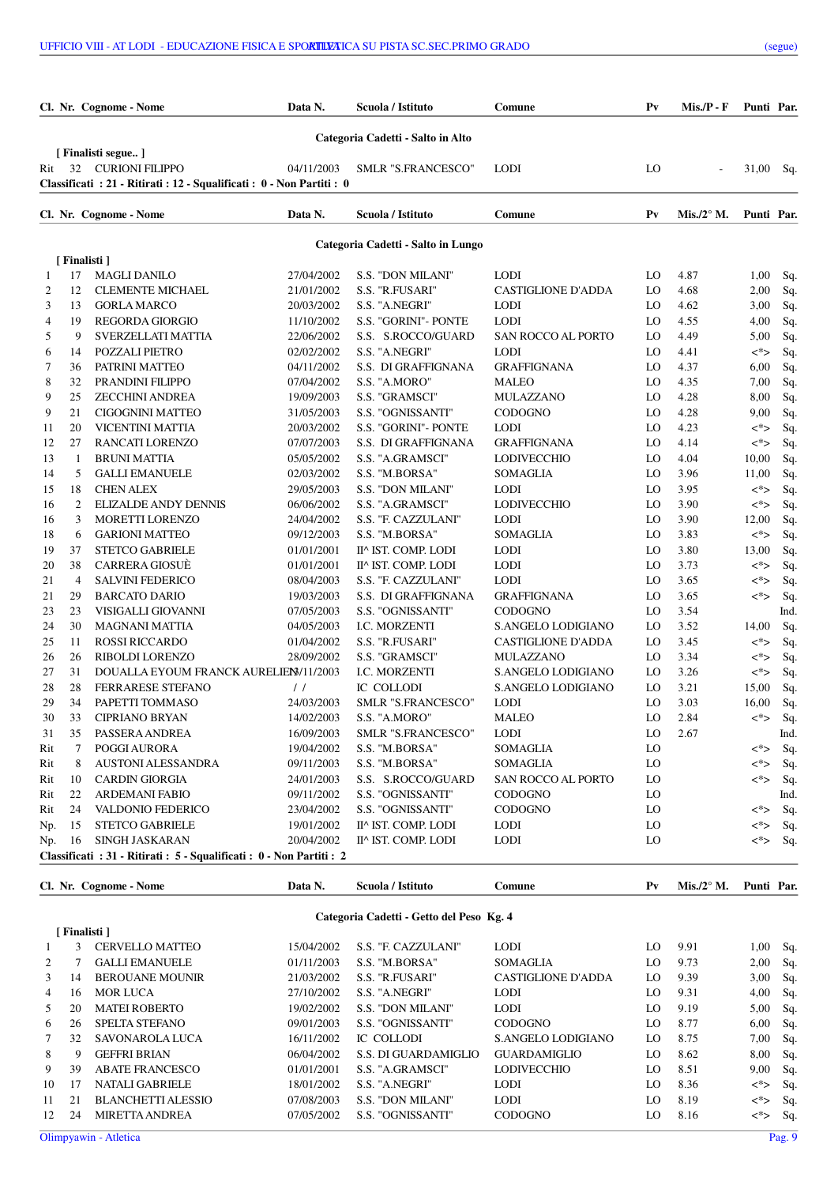| Cl. | Nr. | Cognome - Nome | Data N. | Scuola / Istituto | Comune | Pv | Mis./P - F | Punti | Par. |
|---|---|---|---|---|---|---|---|---|---|
| | | **Categoria Cadetti - Salto in Alto** | | | | | | | |
| | | [ Finalisti segue.. ] | | | | | | | |
| Rit | 32 | CURIONI FILIPPO | 04/11/2003 | SMLR "S.FRANCESCO" | LODI | LO | - | 31,00 | Sq. |

**Classificati : 21 - Ritirati : 12 - Squalificati : 0 - Non Partiti : 0**

| Cl. | Nr. | Cognome - Nome | Data N. | Scuola / Istituto | Comune | Pv | Mis./2° M. | Punti | Par. |
|---|---|---|---|---|---|---|---|---|---|
| | | **Categoria Cadetti - Salto in Lungo** | | | | | | | |
| | | [ Finalisti ] | | | | | | | |
| 1 | 17 | MAGLI DANILO | 27/04/2002 | S.S. "DON MILANI" | LODI | LO | 4.87 | 1,00 | Sq. |
| 2 | 12 | CLEMENTE MICHAEL | 21/01/2002 | S.S. "R.FUSARI" | CASTIGLIONE D'ADDA | LO | 4.68 | 2,00 | Sq. |
| 3 | 13 | GORLA MARCO | 20/03/2002 | S.S. "A.NEGRI" | LODI | LO | 4.62 | 3,00 | Sq. |
| 4 | 19 | REGORDA GIORGIO | 11/10/2002 | S.S. "GORINI"- PONTE | LODI | LO | 4.55 | 4,00 | Sq. |
| 5 | 9 | SVERZELLATI MATTIA | 22/06/2002 | S.S. S.ROCCO/GUARD | SAN ROCCO AL PORTO | LO | 4.49 | 5,00 | Sq. |
| 6 | 14 | POZZALI PIETRO | 02/02/2002 | S.S. "A.NEGRI" | LODI | LO | 4.41 | <*> | Sq. |
| 7 | 36 | PATRINI MATTEO | 04/11/2002 | S.S. DI GRAFFIGNANA | GRAFFIGNANA | LO | 4.37 | 6,00 | Sq. |
| 8 | 32 | PRANDINI FILIPPO | 07/04/2002 | S.S. "A.MORO" | MALEO | LO | 4.35 | 7,00 | Sq. |
| 9 | 25 | ZECCHINI ANDREA | 19/09/2003 | S.S. "GRAMSCI" | MULAZZANO | LO | 4.28 | 8,00 | Sq. |
| 9 | 21 | CIGOGNINI MATTEO | 31/05/2003 | S.S. "OGNISSANTI" | CODOGNO | LO | 4.28 | 9,00 | Sq. |
| 11 | 20 | VICENTINI MATTIA | 20/03/2002 | S.S. "GORINI"- PONTE | LODI | LO | 4.23 | <*> | Sq. |
| 12 | 27 | RANCATI LORENZO | 07/07/2003 | S.S. DI GRAFFIGNANA | GRAFFIGNANA | LO | 4.14 | <*> | Sq. |
| 13 | 1 | BRUNI MATTIA | 05/05/2002 | S.S. "A.GRAMSCI" | LODIVECCHIO | LO | 4.04 | 10,00 | Sq. |
| 14 | 5 | GALLI EMANUELE | 02/03/2002 | S.S. "M.BORSA" | SOMAGLIA | LO | 3.96 | 11,00 | Sq. |
| 15 | 18 | CHEN ALEX | 29/05/2003 | S.S. "DON MILANI" | LODI | LO | 3.95 | <*> | Sq. |
| 16 | 2 | ELIZALDE ANDY DENNIS | 06/06/2002 | S.S. "A.GRAMSCI" | LODIVECCHIO | LO | 3.90 | <*> | Sq. |
| 16 | 3 | MORETTI LORENZO | 24/04/2002 | S.S. "F. CAZZULANI" | LODI | LO | 3.90 | 12,00 | Sq. |
| 18 | 6 | GARIONI MATTEO | 09/12/2003 | S.S. "M.BORSA" | SOMAGLIA | LO | 3.83 | <*> | Sq. |
| 19 | 37 | STETCO GABRIELE | 01/01/2001 | II^ IST. COMP. LODI | LODI | LO | 3.80 | 13,00 | Sq. |
| 20 | 38 | CARRERA GIOSUÈ | 01/01/2001 | II^ IST. COMP. LODI | LODI | LO | 3.73 | <*> | Sq. |
| 21 | 4 | SALVINI FEDERICO | 08/04/2003 | S.S. "F. CAZZULANI" | LODI | LO | 3.65 | <*> | Sq. |
| 21 | 29 | BARCATO DARIO | 19/03/2003 | S.S. DI GRAFFIGNANA | GRAFFIGNANA | LO | 3.65 | <*> | Sq. |
| 23 | 23 | VISIGALLI GIOVANNI | 07/05/2003 | S.S. "OGNISSANTI" | CODOGNO | LO | 3.54 | | Ind. |
| 24 | 30 | MAGNANI MATTIA | 04/05/2003 | I.C. MORZENTI | S.ANGELO LODIGIANO | LO | 3.52 | 14,00 | Sq. |
| 25 | 11 | ROSSI RICCARDO | 01/04/2002 | S.S. "R.FUSARI" | CASTIGLIONE D'ADDA | LO | 3.45 | <*> | Sq. |
| 26 | 26 | RIBOLDI LORENZO | 28/09/2002 | S.S. "GRAMSCI" | MULAZZANO | LO | 3.34 | <*> | Sq. |
| 27 | 31 | DOUALLA EYOUM FRANCK AURELIEN | ?/11/2003 | I.C. MORZENTI | S.ANGELO LODIGIANO | LO | 3.26 | <*> | Sq. |
| 28 | 28 | FERRARESE STEFANO | / / | IC COLLODI | S.ANGELO LODIGIANO | LO | 3.21 | 15,00 | Sq. |
| 29 | 34 | PAPETTI TOMMASO | 24/03/2003 | SMLR "S.FRANCESCO" | LODI | LO | 3.03 | 16,00 | Sq. |
| 30 | 33 | CIPRIANO BRYAN | 14/02/2003 | S.S. "A.MORO" | MALEO | LO | 2.84 | <*> | Sq. |
| 31 | 35 | PASSERA ANDREA | 16/09/2003 | SMLR "S.FRANCESCO" | LODI | LO | 2.67 | | Ind. |
| Rit | 7 | POGGI AURORA | 19/04/2002 | S.S. "M.BORSA" | SOMAGLIA | LO | | <*> | Sq. |
| Rit | 8 | AUSTONI ALESSANDRA | 09/11/2003 | S.S. "M.BORSA" | SOMAGLIA | LO | | <*> | Sq. |
| Rit | 10 | CARDIN GIORGIA | 24/01/2003 | S.S. S.ROCCO/GUARD | SAN ROCCO AL PORTO | LO | | <*> | Sq. |
| Rit | 22 | ARDEMANI FABIO | 09/11/2002 | S.S. "OGNISSANTI" | CODOGNO | LO | | | Ind. |
| Rit | 24 | VALDONIO FEDERICO | 23/04/2002 | S.S. "OGNISSANTI" | CODOGNO | LO | | <*> | Sq. |
| Np. | 15 | STETCO GABRIELE | 19/01/2002 | II^ IST. COMP. LODI | LODI | LO | | <*> | Sq. |
| Np. | 16 | SINGH JASKARAN | 20/04/2002 | II^ IST. COMP. LODI | LODI | LO | | <*> | Sq. |

**Classificati : 31 - Ritirati : 5 - Squalificati : 0 - Non Partiti : 2**

| Cl. | Nr. | Cognome - Nome | Data N. | Scuola / Istituto | Comune | Pv | Mis./2° M. | Punti | Par. |
|---|---|---|---|---|---|---|---|---|---|
| | | **Categoria Cadetti - Getto del Peso Kg. 4** | | | | | | | |
| | | [ Finalisti ] | | | | | | | |
| 1 | 3 | CERVELLO MATTEO | 15/04/2002 | S.S. "F. CAZZULANI" | LODI | LO | 9.91 | 1,00 | Sq. |
| 2 | 7 | GALLI EMANUELE | 01/11/2003 | S.S. "M.BORSA" | SOMAGLIA | LO | 9.73 | 2,00 | Sq. |
| 3 | 14 | BEROUANE MOUNIR | 21/03/2002 | S.S. "R.FUSARI" | CASTIGLIONE D'ADDA | LO | 9.39 | 3,00 | Sq. |
| 4 | 16 | MOR LUCA | 27/10/2002 | S.S. "A.NEGRI" | LODI | LO | 9.31 | 4,00 | Sq. |
| 5 | 20 | MATEI ROBERTO | 19/02/2002 | S.S. "DON MILANI" | LODI | LO | 9.19 | 5,00 | Sq. |
| 6 | 26 | SPELTA STEFANO | 09/01/2003 | S.S. "OGNISSANTI" | CODOGNO | LO | 8.77 | 6,00 | Sq. |
| 7 | 32 | SAVONAROLA LUCA | 16/11/2002 | IC COLLODI | S.ANGELO LODIGIANO | LO | 8.75 | 7,00 | Sq. |
| 8 | 9 | GEFFRI BRIAN | 06/04/2002 | S.S. DI GUARDAMIGLIO | GUARDAMIGLIO | LO | 8.62 | 8,00 | Sq. |
| 9 | 39 | ABATE FRANCESCO | 01/01/2001 | S.S. "A.GRAMSCI" | LODIVECCHIO | LO | 8.51 | 9,00 | Sq. |
| 10 | 17 | NATALI GABRIELE | 18/01/2002 | S.S. "A.NEGRI" | LODI | LO | 8.36 | <*> | Sq. |
| 11 | 21 | BLANCHETTI ALESSIO | 07/08/2003 | S.S. "DON MILANI" | LODI | LO | 8.19 | <*> | Sq. |
| 12 | 24 | MIRETTA ANDREA | 07/05/2002 | S.S. "OGNISSANTI" | CODOGNO | LO | 8.16 | <*> | Sq. |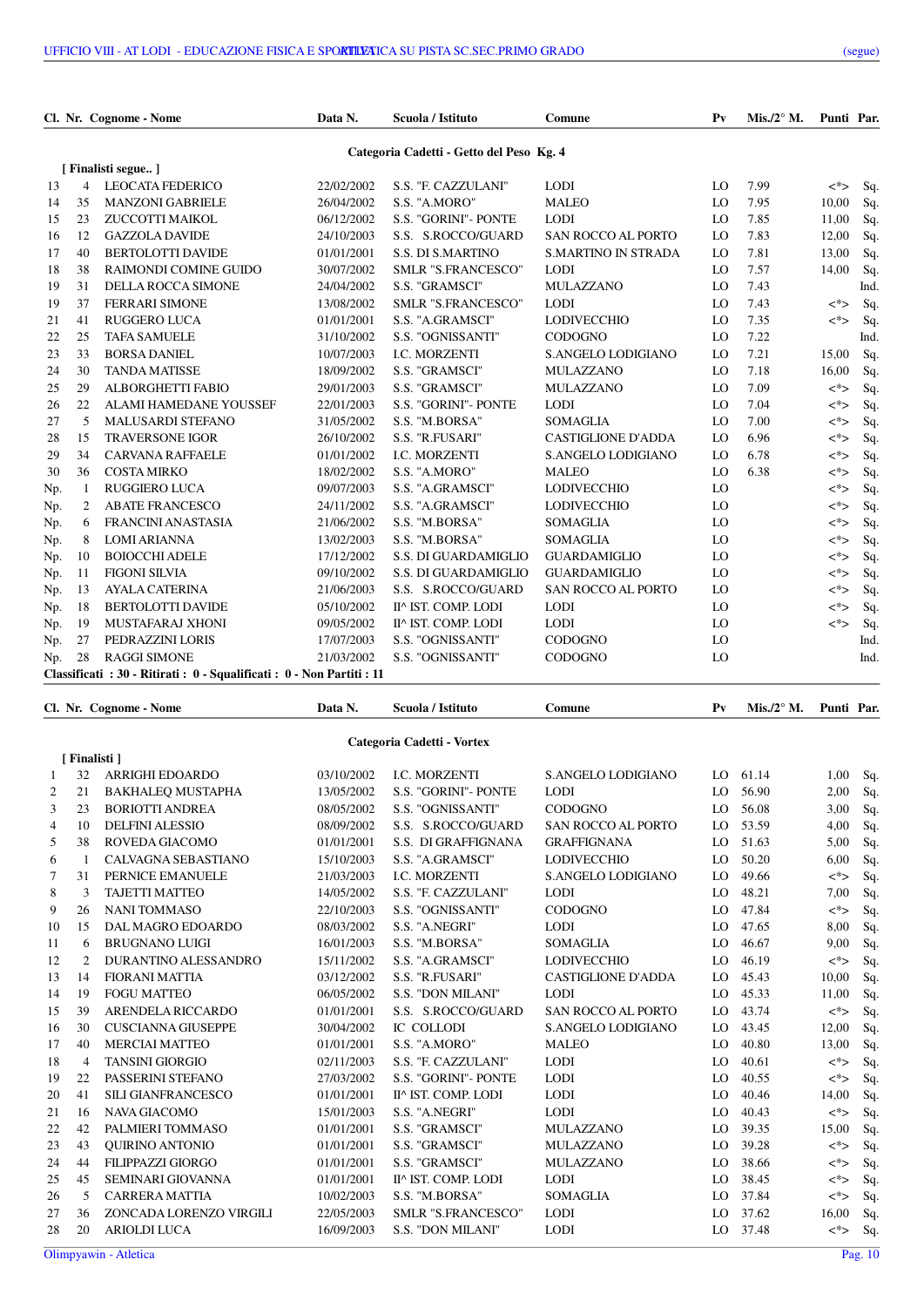| Cl. | Nr. | Cognome - Nome | Data N. | Scuola / Istituto | Comune | Pv | Mis./2° M. | Punti | Par. |
|---|---|---|---|---|---|---|---|---|---|

**Categoria Cadetti - Getto del Peso Kg. 4**

[ Finalisti segue.. ]

| Cl. | Nr. | Cognome - Nome | Data N. | Scuola / Istituto | Comune | Pv | Mis./2° M. | Punti | Par. |
|---|---|---|---|---|---|---|---|---|---|
| 13 | 4 | LEOCATA FEDERICO | 22/02/2002 | S.S. "F. CAZZULANI" | LODI | LO | 7.99 | <*> | Sq. |
| 14 | 35 | MANZONI GABRIELE | 26/04/2002 | S.S. "A.MORO" | MALEO | LO | 7.95 | 10,00 | Sq. |
| 15 | 23 | ZUCCOTTI MAIKOL | 06/12/2002 | S.S. "GORINI"- PONTE | LODI | LO | 7.85 | 11,00 | Sq. |
| 16 | 12 | GAZZOLA DAVIDE | 24/10/2003 | S.S. S.ROCCO/GUARD | SAN ROCCO AL PORTO | LO | 7.83 | 12,00 | Sq. |
| 17 | 40 | BERTOLOTTI DAVIDE | 01/01/2001 | S.S. DI S.MARTINO | S.MARTINO IN STRADA | LO | 7.81 | 13,00 | Sq. |
| 18 | 38 | RAIMONDI COMINE GUIDO | 30/07/2002 | SMLR "S.FRANCESCO" | LODI | LO | 7.57 | 14,00 | Sq. |
| 19 | 31 | DELLA ROCCA SIMONE | 24/04/2002 | S.S. "GRAMSCI" | MULAZZANO | LO | 7.43 | | Ind. |
| 19 | 37 | FERRARI SIMONE | 13/08/2002 | SMLR "S.FRANCESCO" | LODI | LO | 7.43 | <*> | Sq. |
| 21 | 41 | RUGGERO LUCA | 01/01/2001 | S.S. "A.GRAMSCI" | LODIVECCHIO | LO | 7.35 | <*> | Sq. |
| 22 | 25 | TAFA SAMUELE | 31/10/2002 | S.S. "OGNISSANTI" | CODOGNO | LO | 7.22 | | Ind. |
| 23 | 33 | BORSA DANIEL | 10/07/2003 | I.C. MORZENTI | S.ANGELO LODIGIANO | LO | 7.21 | 15,00 | Sq. |
| 24 | 30 | TANDA MATISSE | 18/09/2002 | S.S. "GRAMSCI" | MULAZZANO | LO | 7.18 | 16,00 | Sq. |
| 25 | 29 | ALBORGHETTI FABIO | 29/01/2003 | S.S. "GRAMSCI" | MULAZZANO | LO | 7.09 | <*> | Sq. |
| 26 | 22 | ALAMI HAMEDANE YOUSSEF | 22/01/2003 | S.S. "GORINI"- PONTE | LODI | LO | 7.04 | <*> | Sq. |
| 27 | 5 | MALUSARDI STEFANO | 31/05/2002 | S.S. "M.BORSA" | SOMAGLIA | LO | 7.00 | <*> | Sq. |
| 28 | 15 | TRAVERSONE IGOR | 26/10/2002 | S.S. "R.FUSARI" | CASTIGLIONE D'ADDA | LO | 6.96 | <*> | Sq. |
| 29 | 34 | CARVANA RAFFAELE | 01/01/2002 | I.C. MORZENTI | S.ANGELO LODIGIANO | LO | 6.78 | <*> | Sq. |
| 30 | 36 | COSTA MIRKO | 18/02/2002 | S.S. "A.MORO" | MALEO | LO | 6.38 | <*> | Sq. |
| Np. | 1 | RUGGIERO LUCA | 09/07/2003 | S.S. "A.GRAMSCI" | LODIVECCHIO | LO | | <*> | Sq. |
| Np. | 2 | ABATE FRANCESCO | 24/11/2002 | S.S. "A.GRAMSCI" | LODIVECCHIO | LO | | <*> | Sq. |
| Np. | 6 | FRANCINI ANASTASIA | 21/06/2002 | S.S. "M.BORSA" | SOMAGLIA | LO | | <*> | Sq. |
| Np. | 8 | LOMI ARIANNA | 13/02/2003 | S.S. "M.BORSA" | SOMAGLIA | LO | | <*> | Sq. |
| Np. | 10 | BOIOCCHI ADELE | 17/12/2002 | S.S. DI GUARDAMIGLIO | GUARDAMIGLIO | LO | | <*> | Sq. |
| Np. | 11 | FIGONI SILVIA | 09/10/2002 | S.S. DI GUARDAMIGLIO | GUARDAMIGLIO | LO | | <*> | Sq. |
| Np. | 13 | AYALA CATERINA | 21/06/2003 | S.S. S.ROCCO/GUARD | SAN ROCCO AL PORTO | LO | | <*> | Sq. |
| Np. | 18 | BERTOLOTTI DAVIDE | 05/10/2002 | II^ IST. COMP. LODI | LODI | LO | | <*> | Sq. |
| Np. | 19 | MUSTAFARAJ XHONI | 09/05/2002 | II^ IST. COMP. LODI | LODI | LO | | <*> | Sq. |
| Np. | 27 | PEDRAZZINI LORIS | 17/07/2003 | S.S. "OGNISSANTI" | CODOGNO | LO | | | Ind. |
| Np. | 28 | RAGGI SIMONE | 21/03/2002 | S.S. "OGNISSANTI" | CODOGNO | LO | | | Ind. |

**Classificati : 30 - Ritirati : 0 - Squalificati : 0 - Non Partiti : 11**

**Categoria Cadetti - Vortex**

[ Finalisti ]

| Cl. | Nr. | Cognome - Nome | Data N. | Scuola / Istituto | Comune | Pv | Mis./2° M. | Punti | Par. |
|---|---|---|---|---|---|---|---|---|---|
| 1 | 32 | ARRIGHI EDOARDO | 03/10/2002 | I.C. MORZENTI | S.ANGELO LODIGIANO | LO | 61.14 | 1,00 | Sq. |
| 2 | 21 | BAKHALEQ MUSTAPHA | 13/05/2002 | S.S. "GORINI"- PONTE | LODI | LO | 56.90 | 2,00 | Sq. |
| 3 | 23 | BORIOTTI ANDREA | 08/05/2002 | S.S. "OGNISSANTI" | CODOGNO | LO | 56.08 | 3,00 | Sq. |
| 4 | 10 | DELFINI ALESSIO | 08/09/2002 | S.S. S.ROCCO/GUARD | SAN ROCCO AL PORTO | LO | 53.59 | 4,00 | Sq. |
| 5 | 38 | ROVEDA GIACOMO | 01/01/2001 | S.S. DI GRAFFIGNANA | GRAFFIGNANA | LO | 51.63 | 5,00 | Sq. |
| 6 | 1 | CALVAGNA SEBASTIANO | 15/10/2003 | S.S. "A.GRAMSCI" | LODIVECCHIO | LO | 50.20 | 6,00 | Sq. |
| 7 | 31 | PERNICE EMANUELE | 21/03/2003 | I.C. MORZENTI | S.ANGELO LODIGIANO | LO | 49.66 | <*> | Sq. |
| 8 | 3 | TAJETTI MATTEO | 14/05/2002 | S.S. "F. CAZZULANI" | LODI | LO | 48.21 | 7,00 | Sq. |
| 9 | 26 | NANI TOMMASO | 22/10/2003 | S.S. "OGNISSANTI" | CODOGNO | LO | 47.84 | <*> | Sq. |
| 10 | 15 | DAL MAGRO EDOARDO | 08/03/2002 | S.S. "A.NEGRI" | LODI | LO | 47.65 | 8,00 | Sq. |
| 11 | 6 | BRUGNANO LUIGI | 16/01/2003 | S.S. "M.BORSA" | SOMAGLIA | LO | 46.67 | 9,00 | Sq. |
| 12 | 2 | DURANTINO ALESSANDRO | 15/11/2002 | S.S. "A.GRAMSCI" | LODIVECCHIO | LO | 46.19 | <*> | Sq. |
| 13 | 14 | FIORANI MATTIA | 03/12/2002 | S.S. "R.FUSARI" | CASTIGLIONE D'ADDA | LO | 45.43 | 10,00 | Sq. |
| 14 | 19 | FOGU MATTEO | 06/05/2002 | S.S. "DON MILANI" | LODI | LO | 45.33 | 11,00 | Sq. |
| 15 | 39 | ARENDELA RICCARDO | 01/01/2001 | S.S. S.ROCCO/GUARD | SAN ROCCO AL PORTO | LO | 43.74 | <*> | Sq. |
| 16 | 30 | CUSCIANNA GIUSEPPE | 30/04/2002 | IC COLLODI | S.ANGELO LODIGIANO | LO | 43.45 | 12,00 | Sq. |
| 17 | 40 | MERCIAI MATTEO | 01/01/2001 | S.S. "A.MORO" | MALEO | LO | 40.80 | 13,00 | Sq. |
| 18 | 4 | TANSINI GIORGIO | 02/11/2003 | S.S. "F. CAZZULANI" | LODI | LO | 40.61 | <*> | Sq. |
| 19 | 22 | PASSERINI STEFANO | 27/03/2002 | S.S. "GORINI"- PONTE | LODI | LO | 40.55 | <*> | Sq. |
| 20 | 41 | SILI GIANFRANCESCO | 01/01/2001 | II^ IST. COMP. LODI | LODI | LO | 40.46 | 14,00 | Sq. |
| 21 | 16 | NAVA GIACOMO | 15/01/2003 | S.S. "A.NEGRI" | LODI | LO | 40.43 | <*> | Sq. |
| 22 | 42 | PALMIERI TOMMASO | 01/01/2001 | S.S. "GRAMSCI" | MULAZZANO | LO | 39.35 | 15,00 | Sq. |
| 23 | 43 | QUIRINO ANTONIO | 01/01/2001 | S.S. "GRAMSCI" | MULAZZANO | LO | 39.28 | <*> | Sq. |
| 24 | 44 | FILIPPAZZI GIORGO | 01/01/2001 | S.S. "GRAMSCI" | MULAZZANO | LO | 38.66 | <*> | Sq. |
| 25 | 45 | SEMINARI GIOVANNA | 01/01/2001 | II^ IST. COMP. LODI | LODI | LO | 38.45 | <*> | Sq. |
| 26 | 5 | CARRERA MATTIA | 10/02/2003 | S.S. "M.BORSA" | SOMAGLIA | LO | 37.84 | <*> | Sq. |
| 27 | 36 | ZONCADA LORENZO VIRGILI | 22/05/2003 | SMLR "S.FRANCESCO" | LODI | LO | 37.62 | 16,00 | Sq. |
| 28 | 20 | ARIOLDI LUCA | 16/09/2003 | S.S. "DON MILANI" | LODI | LO | 37.48 | <*> | Sq. |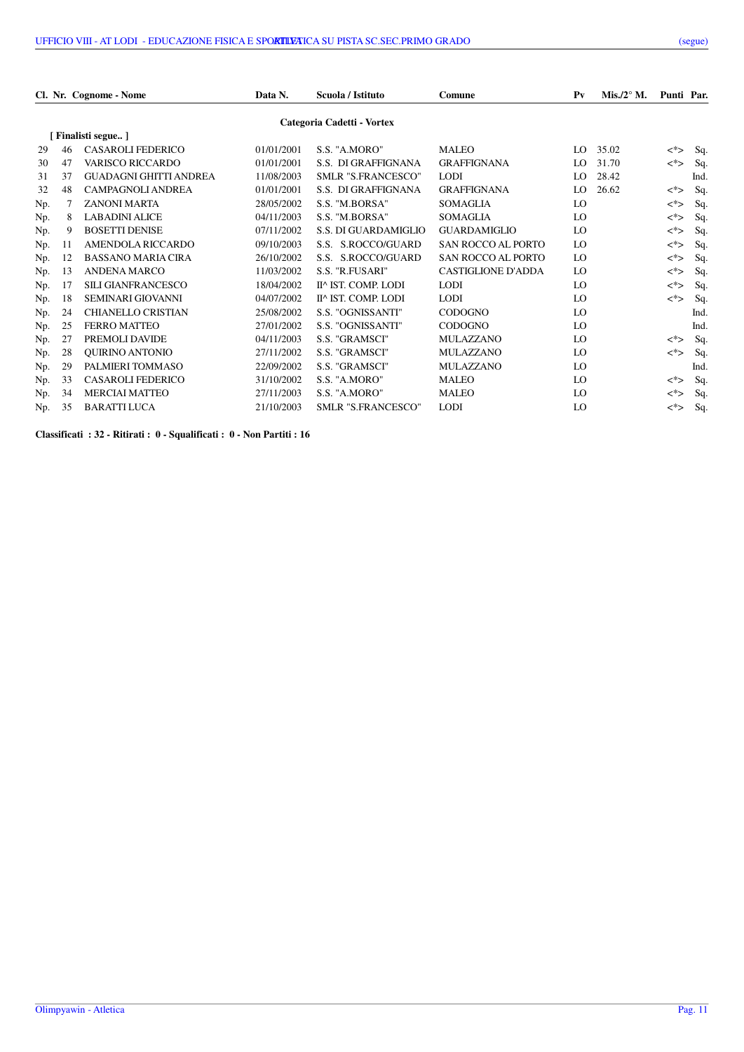| Cl. | Nr. | Cognome - Nome | Data N. | Scuola / Istituto | Comune | Pv | Mis./2° M. | Punti | Par. |
|---|---|---|---|---|---|---|---|---|---|
| | | **Categoria Cadetti - Vortex** | | | | | | | |
| | | **[ Finalisti segue.. ]** | | | | | | | |
| 29 | 46 | CASAROLI FEDERICO | 01/01/2001 | S.S. "A.MORO" | MALEO | LO | 35.02 | <*> | Sq. |
| 30 | 47 | VARISCO RICCARDO | 01/01/2001 | S.S. DI GRAFFIGNANA | GRAFFIGNANA | LO | 31.70 | <*> | Sq. |
| 31 | 37 | GUADAGNI GHITTI ANDREA | 11/08/2003 | SMLR "S.FRANCESCO" | LODI | LO | 28.42 | | Ind. |
| 32 | 48 | CAMPAGNOLI ANDREA | 01/01/2001 | S.S. DI GRAFFIGNANA | GRAFFIGNANA | LO | 26.62 | <*> | Sq. |
| Np. | 7 | ZANONI MARTA | 28/05/2002 | S.S. "M.BORSA" | SOMAGLIA | LO | | <*> | Sq. |
| Np. | 8 | LABADINI ALICE | 04/11/2003 | S.S. "M.BORSA" | SOMAGLIA | LO | | <*> | Sq. |
| Np. | 9 | BOSETTI DENISE | 07/11/2002 | S.S. DI GUARDAMIGLIO | GUARDAMIGLIO | LO | | <*> | Sq. |
| Np. | 11 | AMENDOLA RICCARDO | 09/10/2003 | S.S. S.ROCCO/GUARD | SAN ROCCO AL PORTO | LO | | <*> | Sq. |
| Np. | 12 | BASSANO MARIA CIRA | 26/10/2002 | S.S. S.ROCCO/GUARD | SAN ROCCO AL PORTO | LO | | <*> | Sq. |
| Np. | 13 | ANDENA MARCO | 11/03/2002 | S.S. "R.FUSARI" | CASTIGLIONE D'ADDA | LO | | <*> | Sq. |
| Np. | 17 | SILI GIANFRANCESCO | 18/04/2002 | II^ IST. COMP. LODI | LODI | LO | | <*> | Sq. |
| Np. | 18 | SEMINARI GIOVANNI | 04/07/2002 | II^ IST. COMP. LODI | LODI | LO | | <*> | Sq. |
| Np. | 24 | CHIANELLO CRISTIAN | 25/08/2002 | S.S. "OGNISSANTI" | CODOGNO | LO | | | Ind. |
| Np. | 25 | FERRO MATTEO | 27/01/2002 | S.S. "OGNISSANTI" | CODOGNO | LO | | | Ind. |
| Np. | 27 | PREMOLI DAVIDE | 04/11/2003 | S.S. "GRAMSCI" | MULAZZANO | LO | | <*> | Sq. |
| Np. | 28 | QUIRINO ANTONIO | 27/11/2002 | S.S. "GRAMSCI" | MULAZZANO | LO | | <*> | Sq. |
| Np. | 29 | PALMIERI TOMMASO | 22/09/2002 | S.S. "GRAMSCI" | MULAZZANO | LO | | | Ind. |
| Np. | 33 | CASAROLI FEDERICO | 31/10/2002 | S.S. "A.MORO" | MALEO | LO | | <*> | Sq. |
| Np. | 34 | MERCIAI MATTEO | 27/11/2003 | S.S. "A.MORO" | MALEO | LO | | <*> | Sq. |
| Np. | 35 | BARATTI LUCA | 21/10/2003 | SMLR "S.FRANCESCO" | LODI | LO | | <*> | Sq. |

**Classificati : 32 - Ritirati : 0 - Squalificati : 0 - Non Partiti : 16**